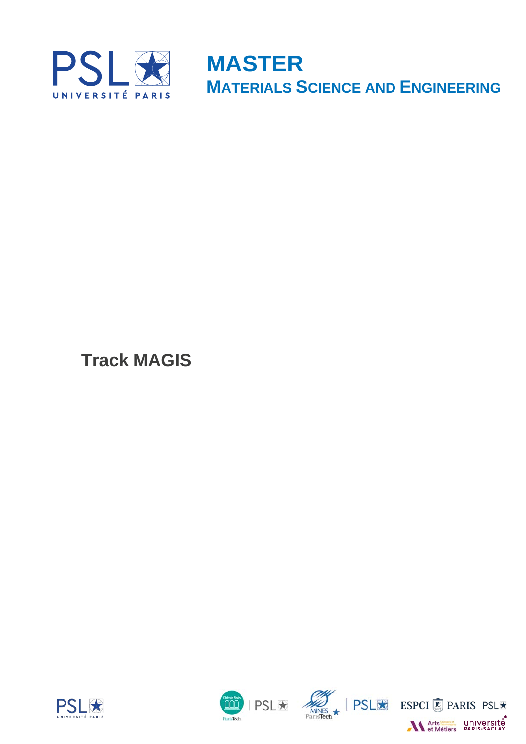# MASTER

## MATERIALS SCIENCE AND ENGINEERING

### Track MAGIS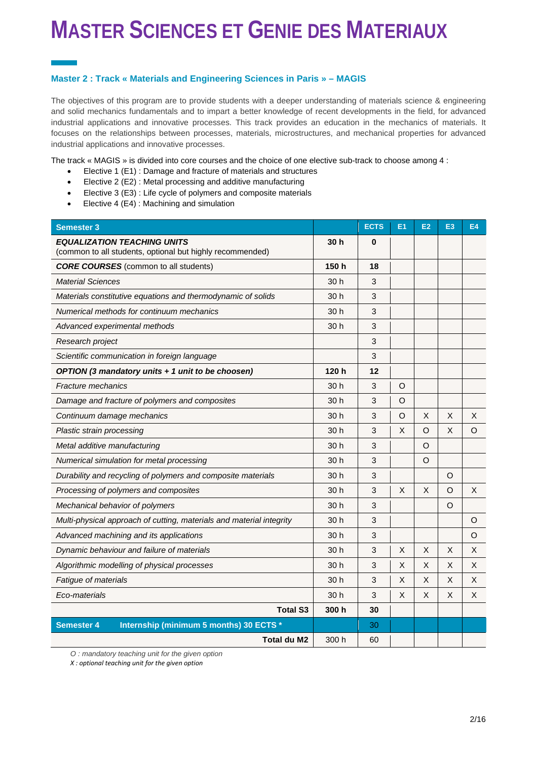# MASTER SCIENCES ET GENIE DES MATERIAUX

### Master 2 : Track « Materials and Engineering Sciences in Paris » – MAGIS

The objectives of this program are to provide students with a deeper understanding of materials science & engineering and solid mechanics fundamentals and to impart a better knowledge of recent developments in the field, for advanced industrial applications and innovative processes. This track provides an education in the mechanics of materials. It focuses on the relationships between processes, materials, microstructures, and mechanical properties for advanced industrial applications and innovative processes.

The track « MAGIS » is divided into core courses and the choice of one elective sub-track to choose among 4 :

- Elective 1 (E1) : Damage and fracture of materials and structures
- Elective 2 (E2) : Metal processing and additive manufacturing
- Elective 3 (E3) : Life cycle of polymers and composite materials
- Elective 4 (E4) : Machining and simulation

| Semester 3 | | ECTS | E1 | E2 | E3 | E4 |
|---|---|---|---|---|---|---|
| ***EQUALIZATION TEACHING UNITS*** (common to all students, optional but highly recommended) | **30 h** | **0** | | | | |
| ***CORE COURSES*** (common to all students) | **150 h** | **18** | | | | |
| *Material Sciences* | 30 h | 3 | | | | |
| *Materials constitutive equations and thermodynamic of solids* | 30 h | 3 | | | | |
| *Numerical methods for continuum mechanics* | 30 h | 3 | | | | |
| *Advanced experimental methods* | 30 h | 3 | | | | |
| *Research project* | | 3 | | | | |
| *Scientific communication in foreign language* | | 3 | | | | |
| ***OPTION (3 mandatory units + 1 unit to be choosen)*** | **120 h** | **12** | | | | |
| *Fracture mechanics* | 30 h | 3 | O | | | |
| *Damage and fracture of polymers and composites* | 30 h | 3 | O | | | |
| *Continuum damage mechanics* | 30 h | 3 | O | X | X | X |
| *Plastic strain processing* | 30 h | 3 | X | O | X | O |
| *Metal additive manufacturing* | 30 h | 3 | | O | | |
| *Numerical simulation for metal processing* | 30 h | 3 | | O | | |
| *Durability and recycling of polymers and composite materials* | 30 h | 3 | | | O | |
| *Processing of polymers and composites* | 30 h | 3 | X | X | O | X |
| *Mechanical behavior of polymers* | 30 h | 3 | | | O | |
| *Multi-physical approach of cutting, materials and material integrity* | 30 h | 3 | | | | O |
| *Advanced machining and its applications* | 30 h | 3 | | | | O |
| *Dynamic behaviour and failure of materials* | 30 h | 3 | X | X | X | X |
| *Algorithmic modelling of physical processes* | 30 h | 3 | X | X | X | X |
| *Fatigue of materials* | 30 h | 3 | X | X | X | X |
| *Eco-materials* | 30 h | 3 | X | X | X | X |
| **Total S3** | **300 h** | **30** | | | | |
| **Semester 4 Internship (minimum 5 months) 30 ECTS \*** | | 30 | | | | |
| **Total du M2** | 300 h | 60 | | | | |

*O : mandatory teaching unit for the given option*
*X : optional teaching unit for the given option*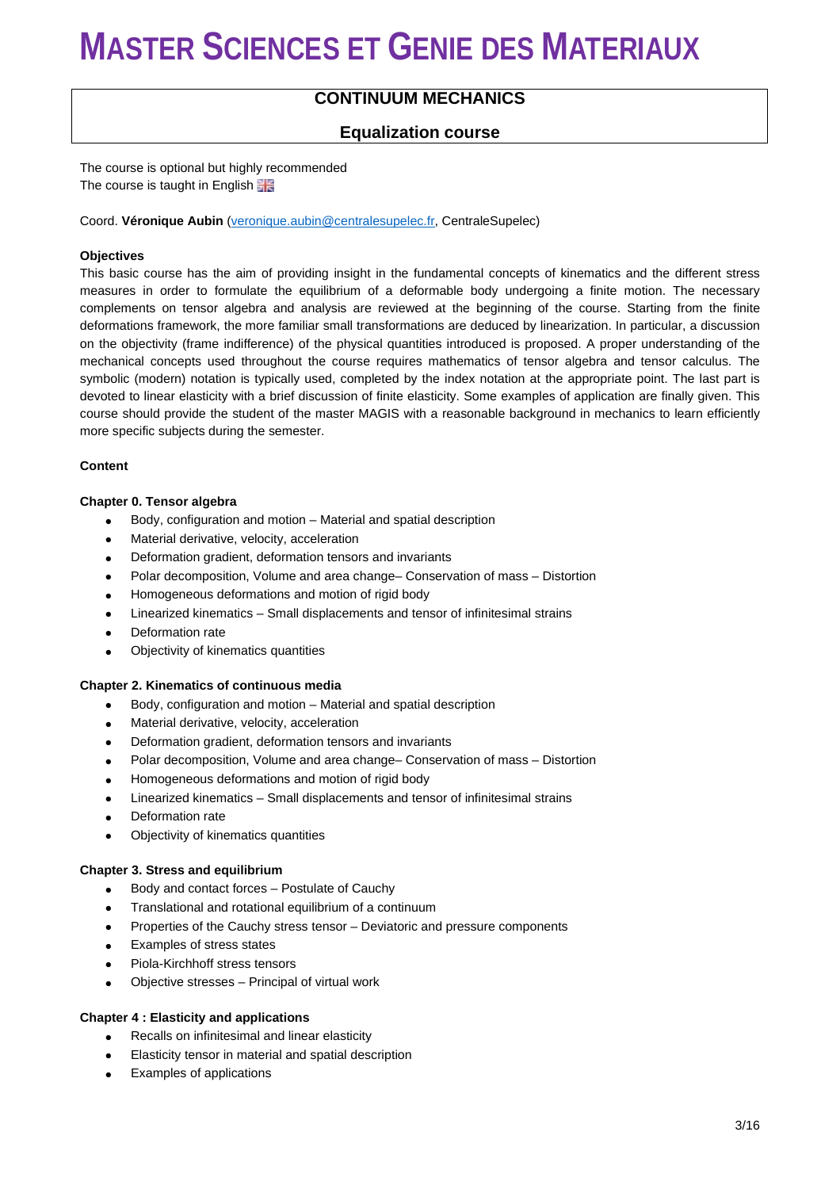# MASTER SCIENCES ET GENIE DES MATERIAUX

## CONTINUUM MECHANICS

### Equalization course

The course is optional but highly recommended
The course is taught in English

Coord. **Véronique Aubin** (veronique.aubin@centralesupelec.fr, CentraleSupelec)

**Objectives**

This basic course has the aim of providing insight in the fundamental concepts of kinematics and the different stress measures in order to formulate the equilibrium of a deformable body undergoing a finite motion. The necessary complements on tensor algebra and analysis are reviewed at the beginning of the course. Starting from the finite deformations framework, the more familiar small transformations are deduced by linearization. In particular, a discussion on the objectivity (frame indifference) of the physical quantities introduced is proposed. A proper understanding of the mechanical concepts used throughout the course requires mathematics of tensor algebra and tensor calculus. The symbolic (modern) notation is typically used, completed by the index notation at the appropriate point. The last part is devoted to linear elasticity with a brief discussion of finite elasticity. Some examples of application are finally given. This course should provide the student of the master MAGIS with a reasonable background in mechanics to learn efficiently more specific subjects during the semester.

**Content**

**Chapter 0. Tensor algebra**

- Body, configuration and motion – Material and spatial description
- Material derivative, velocity, acceleration
- Deformation gradient, deformation tensors and invariants
- Polar decomposition, Volume and area change– Conservation of mass – Distortion
- Homogeneous deformations and motion of rigid body
- Linearized kinematics – Small displacements and tensor of infinitesimal strains
- Deformation rate
- Objectivity of kinematics quantities

**Chapter 2. Kinematics of continuous media**

- Body, configuration and motion – Material and spatial description
- Material derivative, velocity, acceleration
- Deformation gradient, deformation tensors and invariants
- Polar decomposition, Volume and area change– Conservation of mass – Distortion
- Homogeneous deformations and motion of rigid body
- Linearized kinematics – Small displacements and tensor of infinitesimal strains
- Deformation rate
- Objectivity of kinematics quantities

**Chapter 3. Stress and equilibrium**

- Body and contact forces – Postulate of Cauchy
- Translational and rotational equilibrium of a continuum
- Properties of the Cauchy stress tensor – Deviatoric and pressure components
- Examples of stress states
- Piola-Kirchhoff stress tensors
- Objective stresses – Principal of virtual work

**Chapter 4 : Elasticity and applications**

- Recalls on infinitesimal and linear elasticity
- Elasticity tensor in material and spatial description
- Examples of applications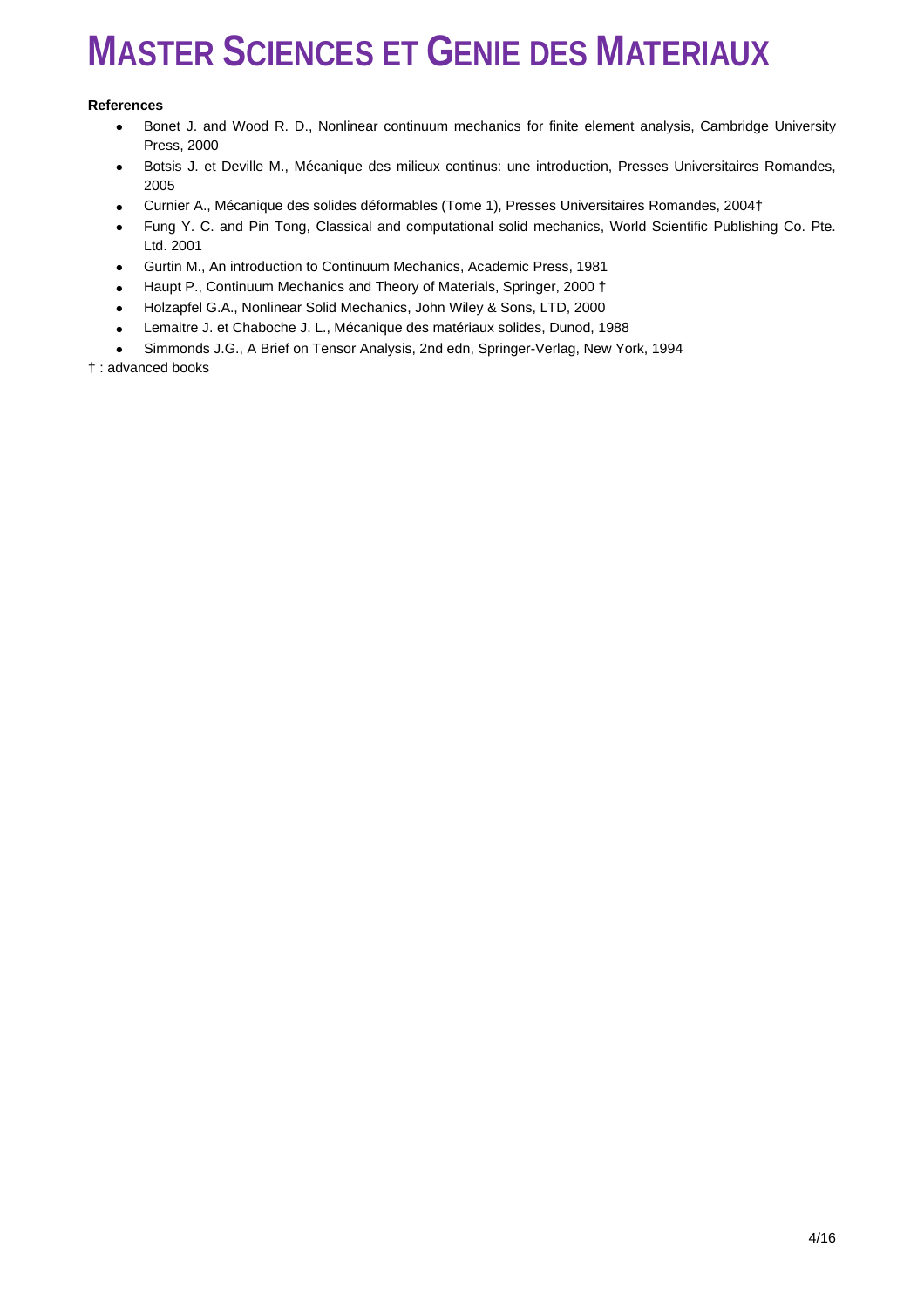**References**

- Bonet J. and Wood R. D., Nonlinear continuum mechanics for finite element analysis, Cambridge University Press, 2000
- Botsis J. et Deville M., Mécanique des milieux continus: une introduction, Presses Universitaires Romandes, 2005
- Curnier A., Mécanique des solides déformables (Tome 1), Presses Universitaires Romandes, 2004†
- Fung Y. C. and Pin Tong, Classical and computational solid mechanics, World Scientific Publishing Co. Pte. Ltd. 2001
- Gurtin M., An introduction to Continuum Mechanics, Academic Press, 1981
- Haupt P., Continuum Mechanics and Theory of Materials, Springer, 2000 †
- Holzapfel G.A., Nonlinear Solid Mechanics, John Wiley & Sons, LTD, 2000
- Lemaitre J. et Chaboche J. L., Mécanique des matériaux solides, Dunod, 1988
- Simmonds J.G., A Brief on Tensor Analysis, 2nd edn, Springer-Verlag, New York, 1994

† : advanced books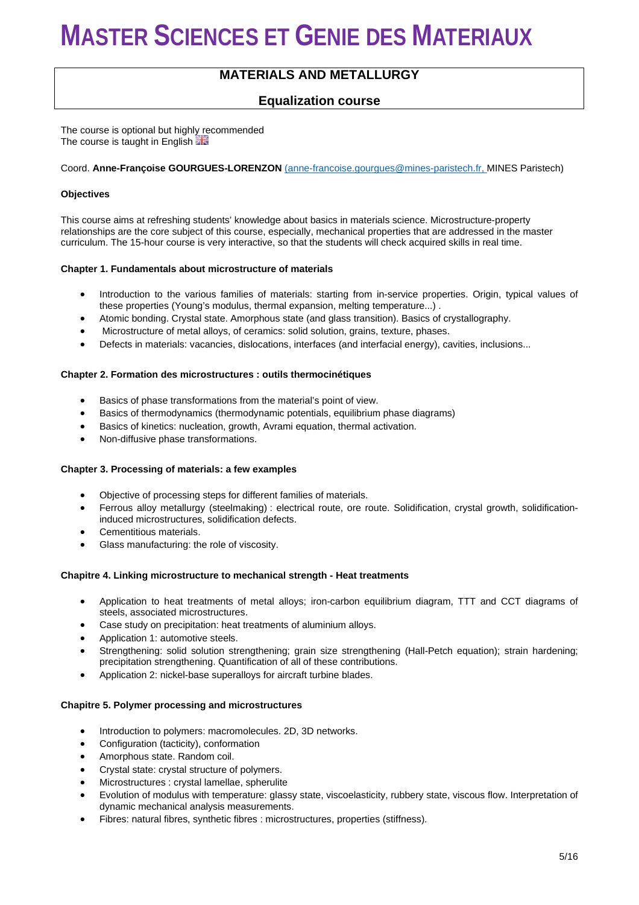# MASTER SCIENCES ET GENIE DES MATERIAUX

## MATERIALS AND METALLURGY

### Equalization course

The course is optional but highly recommended
The course is taught in English

Coord. **Anne-Françoise GOURGUES-LORENZON** (anne-francoise.gourgues@mines-paristech.fr, MINES Paristech)

**Objectives**

This course aims at refreshing students' knowledge about basics in materials science. Microstructure-property relationships are the core subject of this course, especially, mechanical properties that are addressed in the master curriculum. The 15-hour course is very interactive, so that the students will check acquired skills in real time.

**Chapter 1. Fundamentals about microstructure of materials**

- Introduction to the various families of materials: starting from in-service properties. Origin, typical values of these properties (Young's modulus, thermal expansion, melting temperature...) .
- Atomic bonding. Crystal state. Amorphous state (and glass transition). Basics of crystallography.
- Microstructure of metal alloys, of ceramics: solid solution, grains, texture, phases.
- Defects in materials: vacancies, dislocations, interfaces (and interfacial energy), cavities, inclusions...

**Chapter 2. Formation des microstructures : outils thermocinétiques**

- Basics of phase transformations from the material's point of view.
- Basics of thermodynamics (thermodynamic potentials, equilibrium phase diagrams)
- Basics of kinetics: nucleation, growth, Avrami equation, thermal activation.
- Non-diffusive phase transformations.

**Chapter 3. Processing of materials: a few examples**

- Objective of processing steps for different families of materials.
- Ferrous alloy metallurgy (steelmaking) : electrical route, ore route. Solidification, crystal growth, solidification-induced microstructures, solidification defects.
- Cementitious materials.
- Glass manufacturing: the role of viscosity.

**Chapitre 4. Linking microstructure to mechanical strength - Heat treatments**

- Application to heat treatments of metal alloys; iron-carbon equilibrium diagram, TTT and CCT diagrams of steels, associated microstructures.
- Case study on precipitation: heat treatments of aluminium alloys.
- Application 1: automotive steels.
- Strengthening: solid solution strengthening; grain size strengthening (Hall-Petch equation); strain hardening; precipitation strengthening. Quantification of all of these contributions.
- Application 2: nickel-base superalloys for aircraft turbine blades.

**Chapitre 5. Polymer processing and microstructures**

- Introduction to polymers: macromolecules. 2D, 3D networks.
- Configuration (tacticity), conformation
- Amorphous state. Random coil.
- Crystal state: crystal structure of polymers.
- Microstructures : crystal lamellae, spherulite
- Evolution of modulus with temperature: glassy state, viscoelasticity, rubbery state, viscous flow. Interpretation of dynamic mechanical analysis measurements.
- Fibres: natural fibres, synthetic fibres : microstructures, properties (stiffness).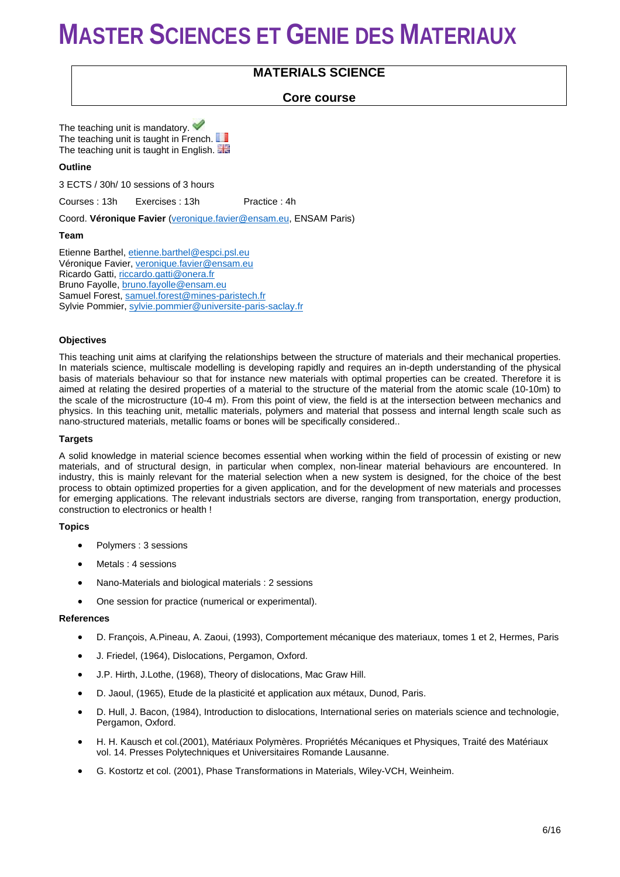# MASTER SCIENCES ET GENIE DES MATERIAUX

## MATERIALS SCIENCE

### Core course

The teaching unit is mandatory.
The teaching unit is taught in French.
The teaching unit is taught in English.

**Outline**

3 ECTS / 30h/ 10 sessions of 3 hours

Courses : 13h Exercises : 13h Practice : 4h

Coord. **Véronique Favier** (veronique.favier@ensam.eu, ENSAM Paris)

**Team**

Etienne Barthel, etienne.barthel@espci.psl.eu
Véronique Favier, veronique.favier@ensam.eu
Ricardo Gatti, riccardo.gatti@onera.fr
Bruno Fayolle, bruno.fayolle@ensam.eu
Samuel Forest, samuel.forest@mines-paristech.fr
Sylvie Pommier, sylvie.pommier@universite-paris-saclay.fr

**Objectives**

This teaching unit aims at clarifying the relationships between the structure of materials and their mechanical properties. In materials science, multiscale modelling is developing rapidly and requires an in-depth understanding of the physical basis of materials behaviour so that for instance new materials with optimal properties can be created. Therefore it is aimed at relating the desired properties of a material to the structure of the material from the atomic scale (10-10m) to the scale of the microstructure (10-4 m). From this point of view, the field is at the intersection between mechanics and physics. In this teaching unit, metallic materials, polymers and material that possess and internal length scale such as nano-structured materials, metallic foams or bones will be specifically considered..

**Targets**

A solid knowledge in material science becomes essential when working within the field of processin of existing or new materials, and of structural design, in particular when complex, non-linear material behaviours are encountered. In industry, this is mainly relevant for the material selection when a new system is designed, for the choice of the best process to obtain optimized properties for a given application, and for the development of new materials and processes for emerging applications. The relevant industrials sectors are diverse, ranging from transportation, energy production, construction to electronics or health !

**Topics**

- Polymers : 3 sessions
- Metals : 4 sessions
- Nano-Materials and biological materials : 2 sessions
- One session for practice (numerical or experimental).

**References**

- D. François, A.Pineau, A. Zaoui, (1993), Comportement mécanique des materiaux, tomes 1 et 2, Hermes, Paris
- J. Friedel, (1964), Dislocations, Pergamon, Oxford.
- J.P. Hirth, J.Lothe, (1968), Theory of dislocations, Mac Graw Hill.
- D. Jaoul, (1965), Etude de la plasticité et application aux métaux, Dunod, Paris.
- D. Hull, J. Bacon, (1984), Introduction to dislocations, International series on materials science and technologie, Pergamon, Oxford.
- H. H. Kausch et col.(2001), Matériaux Polymères. Propriétés Mécaniques et Physiques, Traité des Matériaux vol. 14. Presses Polytechniques et Universitaires Romande Lausanne.
- G. Kostortz et col. (2001), Phase Transformations in Materials, Wiley-VCH, Weinheim.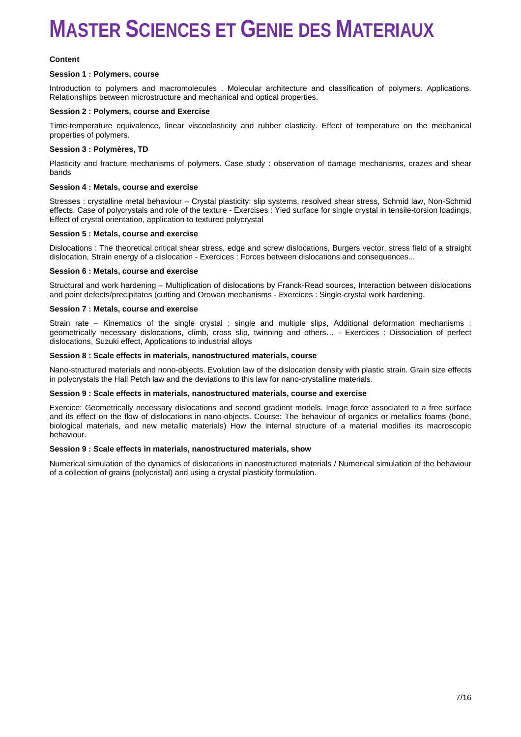# MASTER SCIENCES ET GENIE DES MATERIAUX

**Content**

**Session 1 : Polymers, course**

Introduction to polymers and macromolecules . Molecular architecture and classification of polymers. Applications. Relationships between microstructure and mechanical and optical properties.

**Session 2 : Polymers, course and Exercise**

Time-temperature equivalence, linear viscoelasticity and rubber elasticity. Effect of temperature on the mechanical properties of polymers.

**Session 3 : Polymères, TD**

Plasticity and fracture mechanisms of polymers. Case study : observation of damage mechanisms, crazes and shear bands

**Session 4 : Metals, course and exercise**

Stresses : crystalline metal behaviour – Crystal plasticity: slip systems, resolved shear stress, Schmid law, Non-Schmid effects. Case of polycrystals and role of the texture - Exercises : Yied surface for single crystal in tensile-torsion loadings, Effect of crystal orientation, application to textured polycrystal

**Session 5 : Metals, course and exercise**

Dislocations : The theoretical critical shear stress, edge and screw dislocations, Burgers vector, stress field of a straight dislocation, Strain energy of a dislocation - Exercices : Forces between dislocations and consequences...

**Session 6 : Metals, course and exercise**

Structural and work hardening – Multiplication of dislocations by Franck-Read sources, Interaction between dislocations and point defects/precipitates (cutting and Orowan mechanisms - Exercices : Single-crystal work hardening.

**Session 7 : Metals, course and exercise**

Strain rate – Kinematics of the single crystal : single and multiple slips, Additional deformation mechanisms : geometrically necessary dislocations, climb, cross slip, twinning and others… - Exercices : Dissociation of perfect dislocations, Suzuki effect, Applications to industrial alloys

**Session 8 : Scale effects in materials, nanostructured materials, course**

Nano-structured materials and nono-objects. Evolution law of the dislocation density with plastic strain. Grain size effects in polycrystals the Hall Petch law and the deviations to this law for nano-crystalline materials.

**Session 9 : Scale effects in materials, nanostructured materials, course and exercise**

Exercice: Geometrically necessary dislocations and second gradient models. Image force associated to a free surface and its effect on the flow of dislocations in nano-objects. Course: The behaviour of organics or metallics foams (bone, biological materials, and new metallic materials) How the internal structure of a material modifies its macroscopic behaviour.

**Session 9 : Scale effects in materials, nanostructured materials, show**

Numerical simulation of the dynamics of dislocations in nanostructured materials / Numerical simulation of the behaviour of a collection of grains (polycristal) and using a crystal plasticity formulation.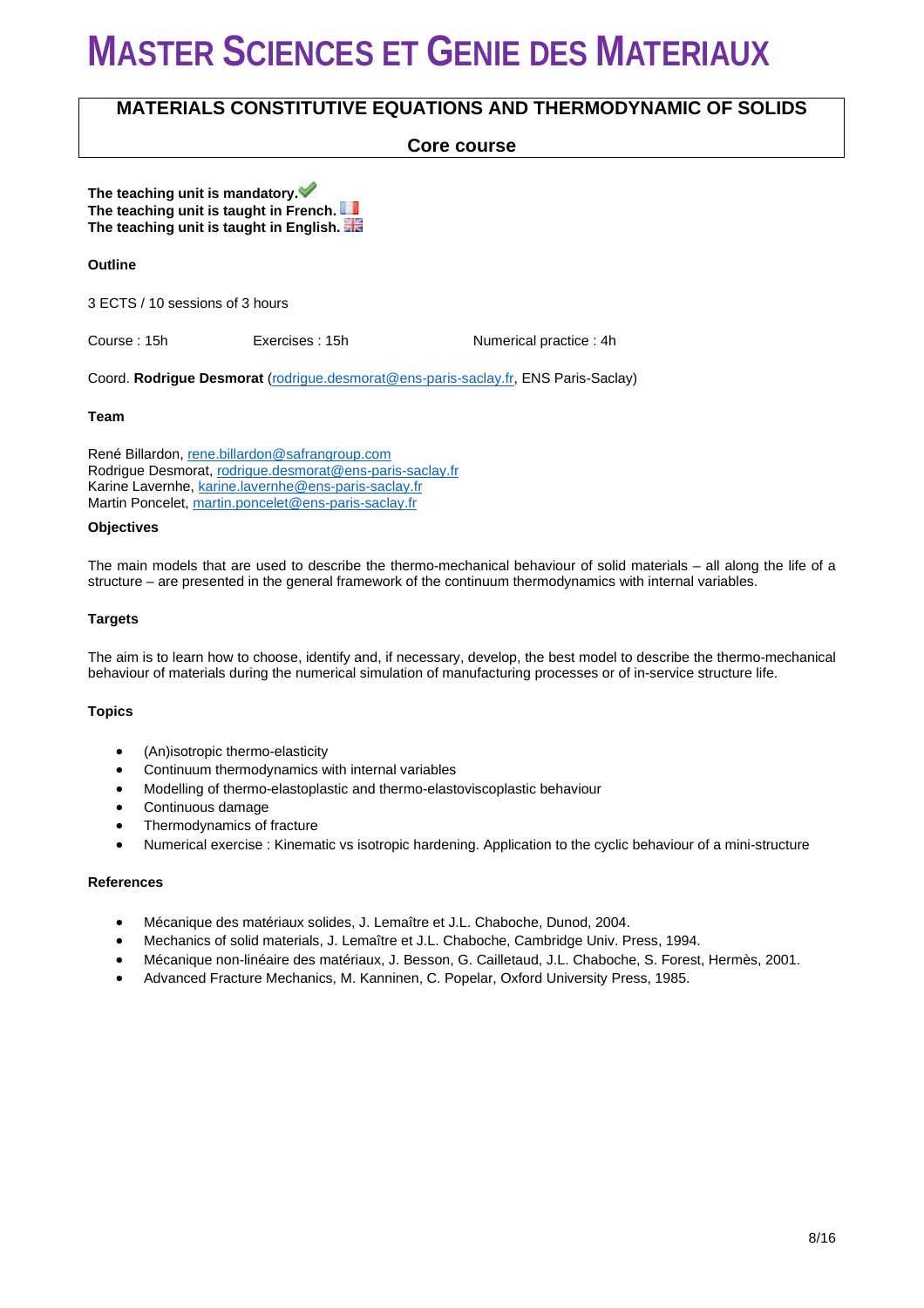# MASTER SCIENCES ET GENIE DES MATERIAUX

## MATERIALS CONSTITUTIVE EQUATIONS AND THERMODYNAMIC OF SOLIDS

**Core course**

**The teaching unit is mandatory.**
**The teaching unit is taught in French.**
**The teaching unit is taught in English.**

### Outline

3 ECTS / 10 sessions of 3 hours

Course : 15h Exercises : 15h Numerical practice : 4h

Coord. **Rodrigue Desmorat** (rodrigue.desmorat@ens-paris-saclay.fr, ENS Paris-Saclay)

### Team

René Billardon, rene.billardon@safrangroup.com
Rodrigue Desmorat, rodrigue.desmorat@ens-paris-saclay.fr
Karine Lavernhe, karine.lavernhe@ens-paris-saclay.fr
Martin Poncelet, martin.poncelet@ens-paris-saclay.fr

### Objectives

The main models that are used to describe the thermo-mechanical behaviour of solid materials – all along the life of a structure – are presented in the general framework of the continuum thermodynamics with internal variables.

### Targets

The aim is to learn how to choose, identify and, if necessary, develop, the best model to describe the thermo-mechanical behaviour of materials during the numerical simulation of manufacturing processes or of in-service structure life.

### Topics

- (An)isotropic thermo-elasticity
- Continuum thermodynamics with internal variables
- Modelling of thermo-elastoplastic and thermo-elastoviscoplastic behaviour
- Continuous damage
- Thermodynamics of fracture
- Numerical exercise : Kinematic vs isotropic hardening. Application to the cyclic behaviour of a mini-structure

### References

- Mécanique des matériaux solides, J. Lemaître et J.L. Chaboche, Dunod, 2004.
- Mechanics of solid materials, J. Lemaître et J.L. Chaboche, Cambridge Univ. Press, 1994.
- Mécanique non-linéaire des matériaux, J. Besson, G. Cailletaud, J.L. Chaboche, S. Forest, Hermès, 2001.
- Advanced Fracture Mechanics, M. Kanninen, C. Popelar, Oxford University Press, 1985.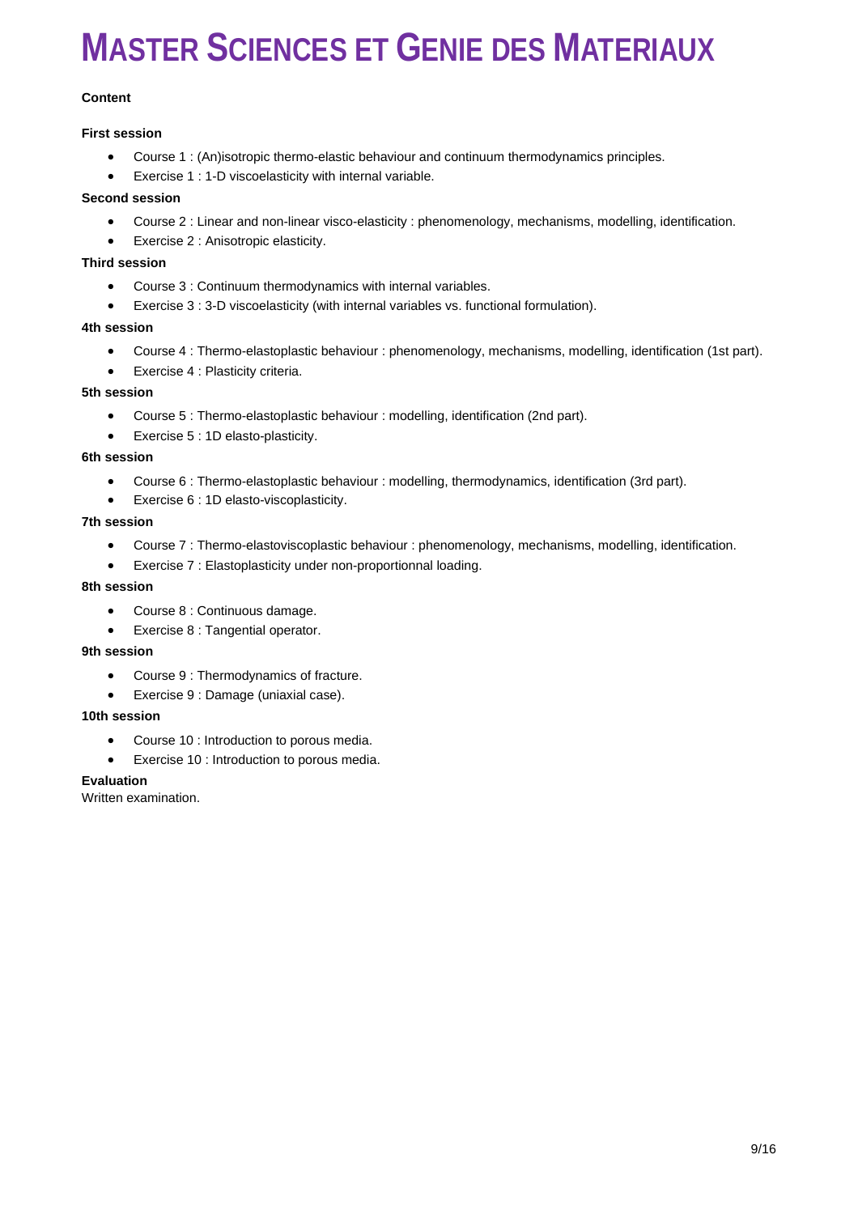# MASTER SCIENCES ET GENIE DES MATERIAUX

**Content**

**First session**

- Course 1 : (An)isotropic thermo-elastic behaviour and continuum thermodynamics principles.
- Exercise 1 : 1-D viscoelasticity with internal variable.

**Second session**

- Course 2 : Linear and non-linear visco-elasticity : phenomenology, mechanisms, modelling, identification.
- Exercise 2 : Anisotropic elasticity.

**Third session**

- Course 3 : Continuum thermodynamics with internal variables.
- Exercise 3 : 3-D viscoelasticity (with internal variables vs. functional formulation).

**4th session**

- Course 4 : Thermo-elastoplastic behaviour : phenomenology, mechanisms, modelling, identification (1st part).
- Exercise 4 : Plasticity criteria.

**5th session**

- Course 5 : Thermo-elastoplastic behaviour : modelling, identification (2nd part).
- Exercise 5 : 1D elasto-plasticity.

**6th session**

- Course 6 : Thermo-elastoplastic behaviour : modelling, thermodynamics, identification (3rd part).
- Exercise 6 : 1D elasto-viscoplasticity.

**7th session**

- Course 7 : Thermo-elastoviscoplastic behaviour : phenomenology, mechanisms, modelling, identification.
- Exercise 7 : Elastoplasticity under non-proportionnal loading.

**8th session**

- Course 8 : Continuous damage.
- Exercise 8 : Tangential operator.

**9th session**

- Course 9 : Thermodynamics of fracture.
- Exercise 9 : Damage (uniaxial case).

**10th session**

- Course 10 : Introduction to porous media.
- Exercise 10 : Introduction to porous media.

**Evaluation**

Written examination.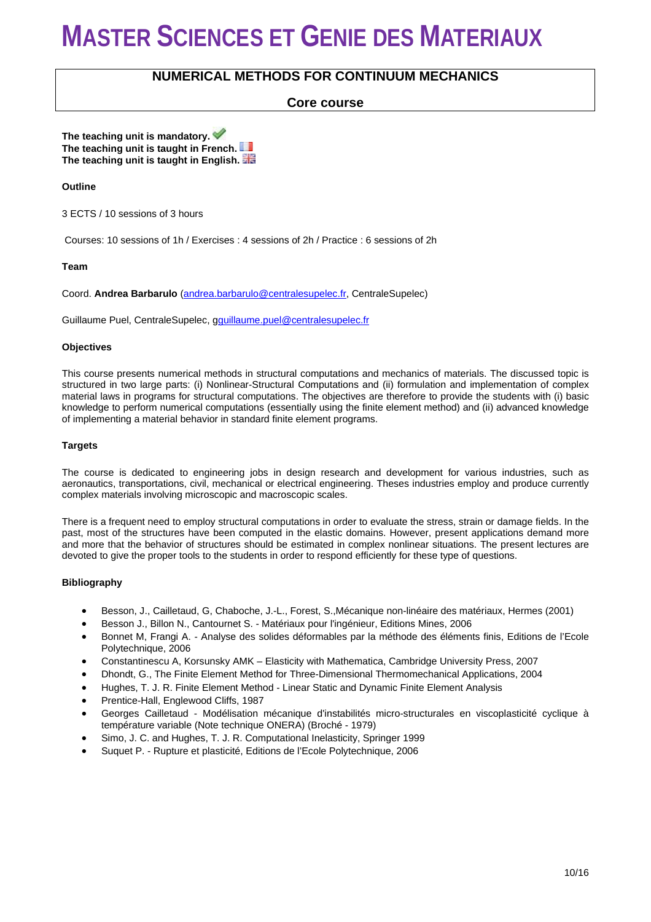# MASTER SCIENCES ET GENIE DES MATERIAUX

## NUMERICAL METHODS FOR CONTINUUM MECHANICS

### Core course

**The teaching unit is mandatory.**
**The teaching unit is taught in French.**
**The teaching unit is taught in English.**

**Outline**

3 ECTS / 10 sessions of 3 hours

Courses: 10 sessions of 1h / Exercises : 4 sessions of 2h / Practice : 6 sessions of 2h

**Team**

Coord. **Andrea Barbarulo** (andrea.barbarulo@centralesupelec.fr, CentraleSupelec)

Guillaume Puel, CentraleSupelec, gguillaume.puel@centralesupelec.fr

**Objectives**

This course presents numerical methods in structural computations and mechanics of materials. The discussed topic is structured in two large parts: (i) Nonlinear-Structural Computations and (ii) formulation and implementation of complex material laws in programs for structural computations. The objectives are therefore to provide the students with (i) basic knowledge to perform numerical computations (essentially using the finite element method) and (ii) advanced knowledge of implementing a material behavior in standard finite element programs.

**Targets**

The course is dedicated to engineering jobs in design research and development for various industries, such as aeronautics, transportations, civil, mechanical or electrical engineering. Theses industries employ and produce currently complex materials involving microscopic and macroscopic scales.

There is a frequent need to employ structural computations in order to evaluate the stress, strain or damage fields. In the past, most of the structures have been computed in the elastic domains. However, present applications demand more and more that the behavior of structures should be estimated in complex nonlinear situations. The present lectures are devoted to give the proper tools to the students in order to respond efficiently for these type of questions.

**Bibliography**

- Besson, J., Cailletaud, G, Chaboche, J.-L., Forest, S.,Mécanique non-linéaire des matériaux, Hermes (2001)
- Besson J., Billon N., Cantournet S. - Matériaux pour l'ingénieur, Editions Mines, 2006
- Bonnet M, Frangi A. - Analyse des solides déformables par la méthode des éléments finis, Editions de l'Ecole Polytechnique, 2006
- Constantinescu A, Korsunsky AMK – Elasticity with Mathematica, Cambridge University Press, 2007
- Dhondt, G., The Finite Element Method for Three-Dimensional Thermomechanical Applications, 2004
- Hughes, T. J. R. Finite Element Method - Linear Static and Dynamic Finite Element Analysis
- Prentice-Hall, Englewood Cliffs, 1987
- Georges Cailletaud - Modélisation mécanique d'instabilités micro-structurales en viscoplasticité cyclique à température variable (Note technique ONERA) (Broché - 1979)
- Simo, J. C. and Hughes, T. J. R. Computational Inelasticity, Springer 1999
- Suquet P. - Rupture et plasticité, Editions de l'Ecole Polytechnique, 2006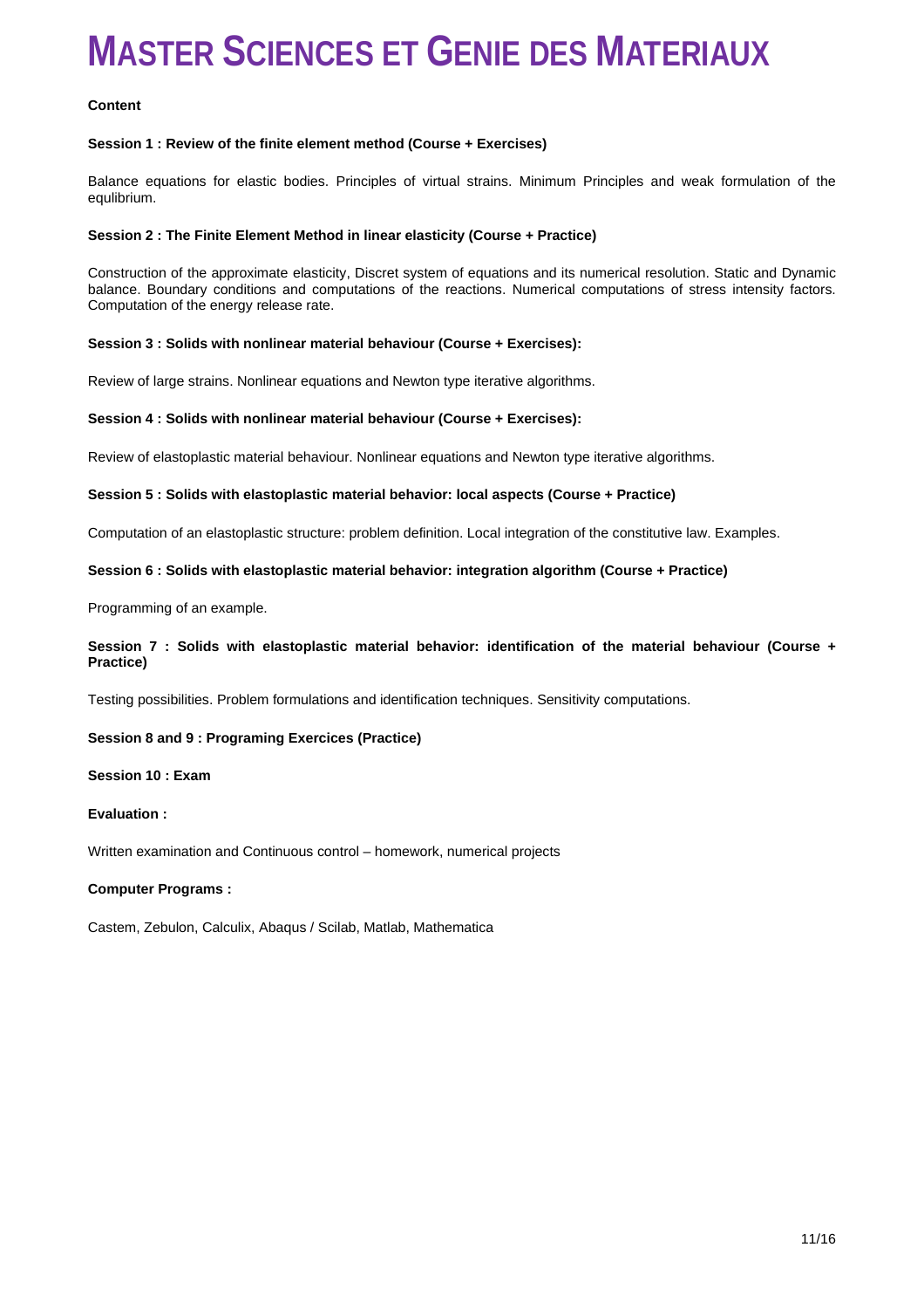# Master Sciences et Genie des Materiaux

**Content**

**Session 1 : Review of the finite element method (Course + Exercises)**

Balance equations for elastic bodies. Principles of virtual strains. Minimum Principles and weak formulation of the equlibrium.

**Session 2 : The Finite Element Method in linear elasticity (Course + Practice)**

Construction of the approximate elasticity, Discret system of equations and its numerical resolution. Static and Dynamic balance. Boundary conditions and computations of the reactions. Numerical computations of stress intensity factors. Computation of the energy release rate.

**Session 3 : Solids with nonlinear material behaviour (Course + Exercises):**

Review of large strains. Nonlinear equations and Newton type iterative algorithms.

**Session 4 : Solids with nonlinear material behaviour (Course + Exercises):**

Review of elastoplastic material behaviour. Nonlinear equations and Newton type iterative algorithms.

**Session 5 : Solids with elastoplastic material behavior: local aspects (Course + Practice)**

Computation of an elastoplastic structure: problem definition. Local integration of the constitutive law. Examples.

**Session 6 : Solids with elastoplastic material behavior: integration algorithm (Course + Practice)**

Programming of an example.

**Session 7 : Solids with elastoplastic material behavior: identification of the material behaviour (Course + Practice)**

Testing possibilities. Problem formulations and identification techniques. Sensitivity computations.

**Session 8 and 9 : Programing Exercices (Practice)**

**Session 10 : Exam**

**Evaluation :**

Written examination and Continuous control – homework, numerical projects

**Computer Programs :**

Castem, Zebulon, Calculix, Abaqus / Scilab, Matlab, Mathematica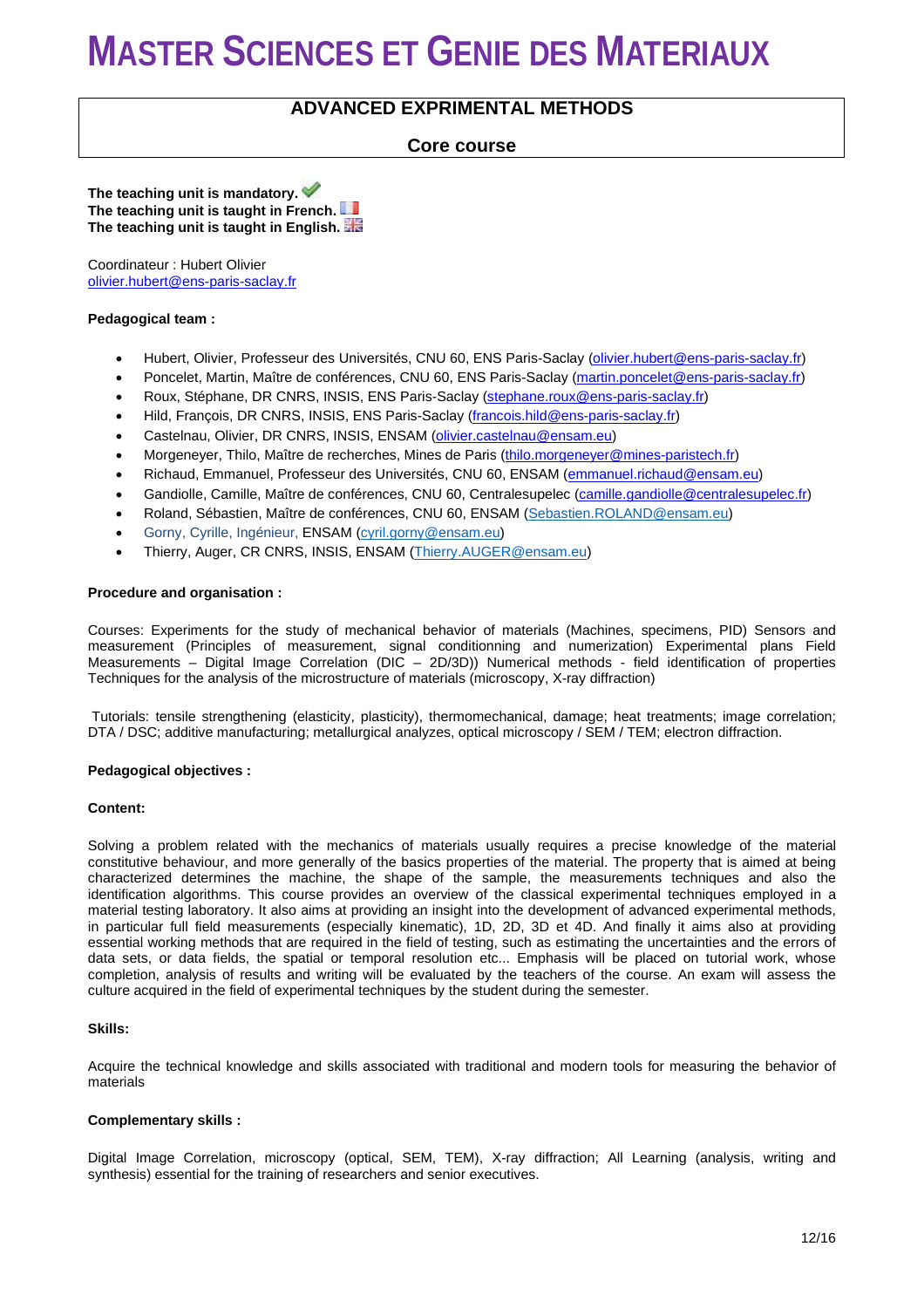# MASTER SCIENCES ET GENIE DES MATERIAUX

## ADVANCED EXPRIMENTAL METHODS

### Core course

**The teaching unit is mandatory.**
**The teaching unit is taught in French.**
**The teaching unit is taught in English.**

Coordinateur : Hubert Olivier
olivier.hubert@ens-paris-saclay.fr

**Pedagogical team :**

- Hubert, Olivier, Professeur des Universités, CNU 60, ENS Paris-Saclay (olivier.hubert@ens-paris-saclay.fr)
- Poncelet, Martin, Maître de conférences, CNU 60, ENS Paris-Saclay (martin.poncelet@ens-paris-saclay.fr)
- Roux, Stéphane, DR CNRS, INSIS, ENS Paris-Saclay (stephane.roux@ens-paris-saclay.fr)
- Hild, François, DR CNRS, INSIS, ENS Paris-Saclay (francois.hild@ens-paris-saclay.fr)
- Castelnau, Olivier, DR CNRS, INSIS, ENSAM (olivier.castelnau@ensam.eu)
- Morgeneyer, Thilo, Maître de recherches, Mines de Paris (thilo.morgeneyer@mines-paristech.fr)
- Richaud, Emmanuel, Professeur des Universités, CNU 60, ENSAM (emmanuel.richaud@ensam.eu)
- Gandiolle, Camille, Maître de conférences, CNU 60, Centralesupelec (camille.gandiolle@centralesupelec.fr)
- Roland, Sébastien, Maître de conférences, CNU 60, ENSAM (Sebastien.ROLAND@ensam.eu)
- Gorny, Cyrille, Ingénieur, ENSAM (cyril.gorny@ensam.eu)
- Thierry, Auger, CR CNRS, INSIS, ENSAM (Thierry.AUGER@ensam.eu)

**Procedure and organisation :**

Courses: Experiments for the study of mechanical behavior of materials (Machines, specimens, PID) Sensors and measurement (Principles of measurement, signal conditionning and numerization) Experimental plans Field Measurements – Digital Image Correlation (DIC – 2D/3D)) Numerical methods - field identification of properties Techniques for the analysis of the microstructure of materials (microscopy, X-ray diffraction)

Tutorials: tensile strengthening (elasticity, plasticity), thermomechanical, damage; heat treatments; image correlation; DTA / DSC; additive manufacturing; metallurgical analyzes, optical microscopy / SEM / TEM; electron diffraction.

**Pedagogical objectives :**

**Content:**

Solving a problem related with the mechanics of materials usually requires a precise knowledge of the material constitutive behaviour, and more generally of the basics properties of the material. The property that is aimed at being characterized determines the machine, the shape of the sample, the measurements techniques and also the identification algorithms. This course provides an overview of the classical experimental techniques employed in a material testing laboratory. It also aims at providing an insight into the development of advanced experimental methods, in particular full field measurements (especially kinematic), 1D, 2D, 3D et 4D. And finally it aims also at providing essential working methods that are required in the field of testing, such as estimating the uncertainties and the errors of data sets, or data fields, the spatial or temporal resolution etc... Emphasis will be placed on tutorial work, whose completion, analysis of results and writing will be evaluated by the teachers of the course. An exam will assess the culture acquired in the field of experimental techniques by the student during the semester.

**Skills:**

Acquire the technical knowledge and skills associated with traditional and modern tools for measuring the behavior of materials

**Complementary skills :**

Digital Image Correlation, microscopy (optical, SEM, TEM), X-ray diffraction; All Learning (analysis, writing and synthesis) essential for the training of researchers and senior executives.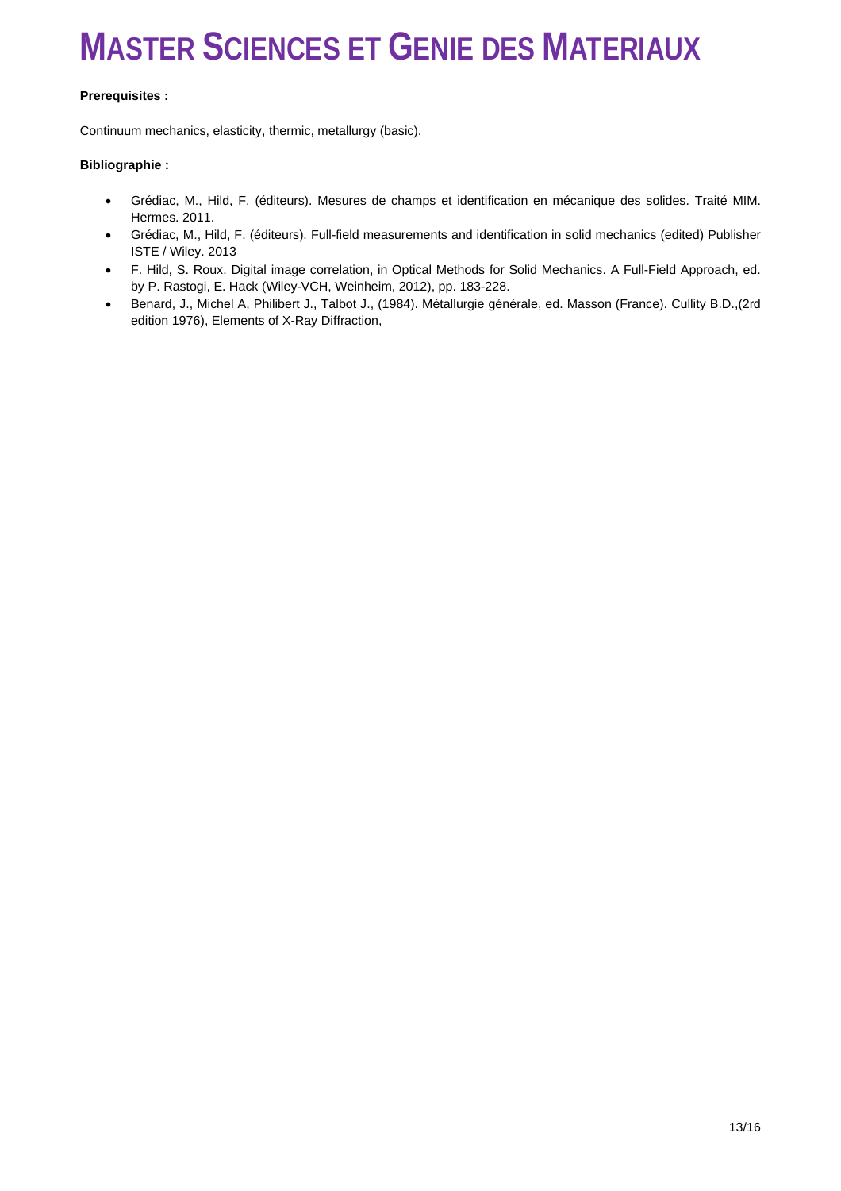# MASTER SCIENCES ET GENIE DES MATERIAUX

**Prerequisites :**

Continuum mechanics, elasticity, thermic, metallurgy (basic).

**Bibliographie :**

- Grédiac, M., Hild, F. (éditeurs). Mesures de champs et identification en mécanique des solides. Traité MIM. Hermes. 2011.
- Grédiac, M., Hild, F. (éditeurs). Full-field measurements and identification in solid mechanics (edited) Publisher ISTE / Wiley. 2013
- F. Hild, S. Roux. Digital image correlation, in Optical Methods for Solid Mechanics. A Full-Field Approach, ed. by P. Rastogi, E. Hack (Wiley-VCH, Weinheim, 2012), pp. 183-228.
- Benard, J., Michel A, Philibert J., Talbot J., (1984). Métallurgie générale, ed. Masson (France). Cullity B.D.,(2rd edition 1976), Elements of X-Ray Diffraction,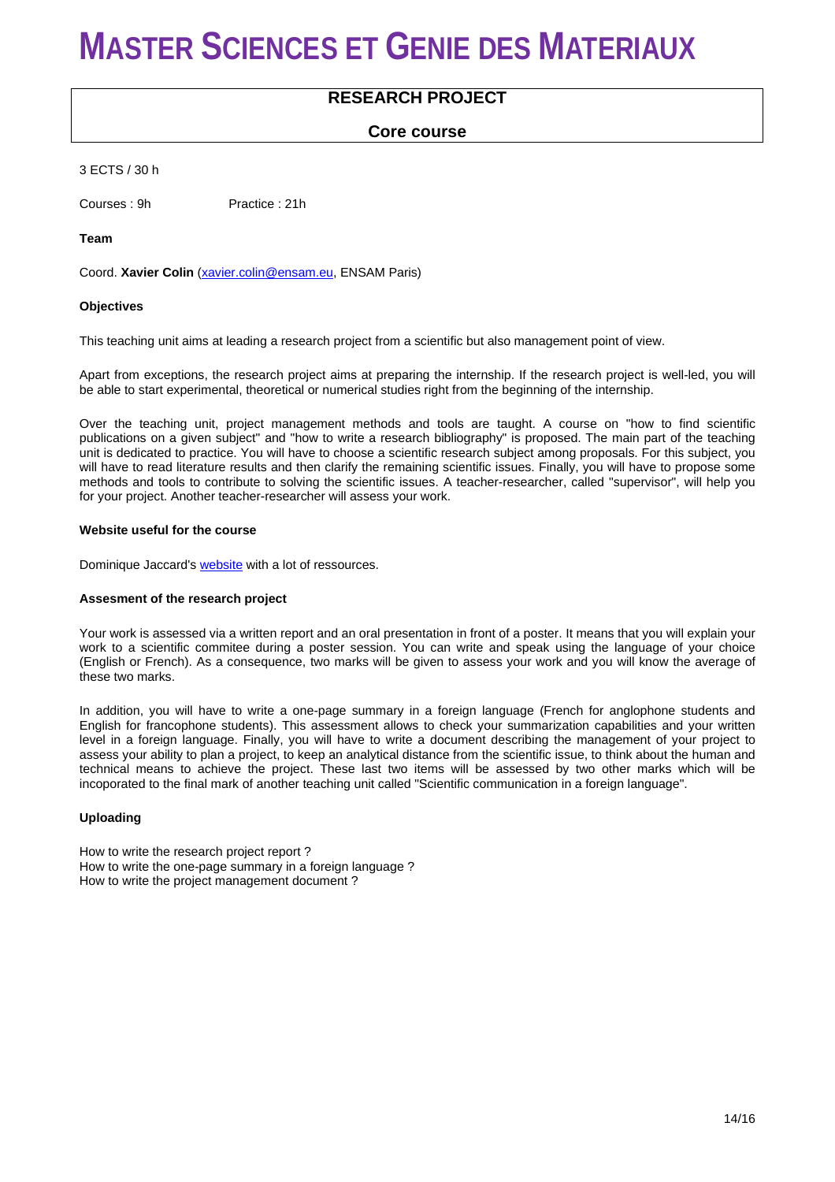# MASTER SCIENCES ET GENIE DES MATERIAUX

## RESEARCH PROJECT

### Core course

3 ECTS / 30 h

Courses : 9h Practice : 21h

**Team**

Coord. **Xavier Colin** (xavier.colin@ensam.eu, ENSAM Paris)

**Objectives**

This teaching unit aims at leading a research project from a scientific but also management point of view.

Apart from exceptions, the research project aims at preparing the internship. If the research project is well-led, you will be able to start experimental, theoretical or numerical studies right from the beginning of the internship.

Over the teaching unit, project management methods and tools are taught. A course on "how to find scientific publications on a given subject" and "how to write a research bibliography" is proposed. The main part of the teaching unit is dedicated to practice. You will have to choose a scientific research subject among proposals. For this subject, you will have to read literature results and then clarify the remaining scientific issues. Finally, you will have to propose some methods and tools to contribute to solving the scientific issues. A teacher-researcher, called "supervisor", will help you for your project. Another teacher-researcher will assess your work.

**Website useful for the course**

Dominique Jaccard's website with a lot of ressources.

**Assesment of the research project**

Your work is assessed via a written report and an oral presentation in front of a poster. It means that you will explain your work to a scientific commitee during a poster session. You can write and speak using the language of your choice (English or French). As a consequence, two marks will be given to assess your work and you will know the average of these two marks.

In addition, you will have to write a one-page summary in a foreign language (French for anglophone students and English for francophone students). This assessment allows to check your summarization capabilities and your written level in a foreign language. Finally, you will have to write a document describing the management of your project to assess your ability to plan a project, to keep an analytical distance from the scientific issue, to think about the human and technical means to achieve the project. These last two items will be assessed by two other marks which will be incoporated to the final mark of another teaching unit called "Scientific communication in a foreign language".

**Uploading**

How to write the research project report ?
How to write the one-page summary in a foreign language ?
How to write the project management document ?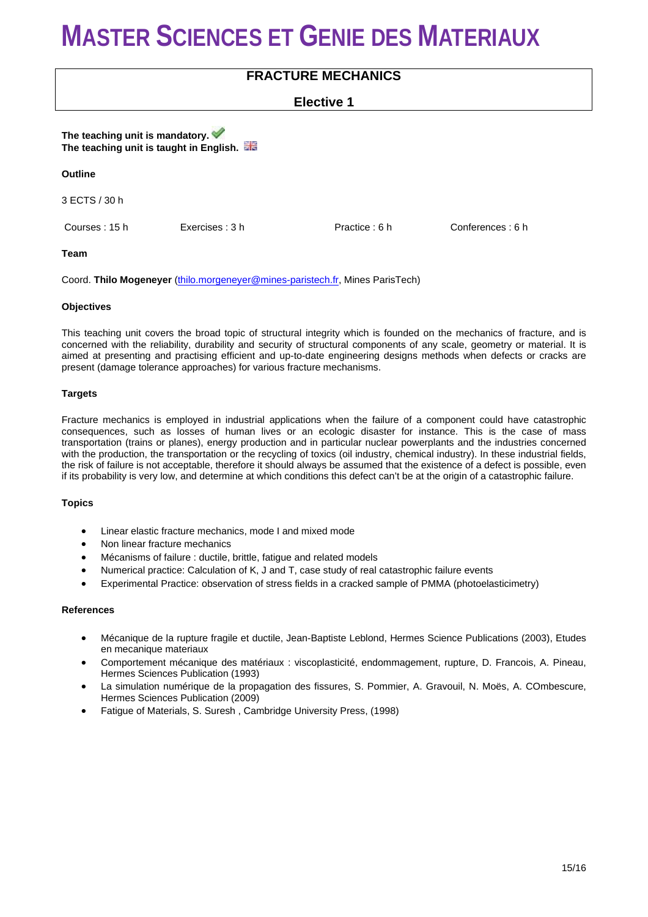# MASTER SCIENCES ET GENIE DES MATERIAUX

## FRACTURE MECHANICS

### Elective 1

**The teaching unit is mandatory.**
**The teaching unit is taught in English.**

**Outline**

3 ECTS / 30 h

| Courses : 15 h | Exercises : 3 h | Practice : 6 h | Conferences : 6 h |
|---|---|---|---|

**Team**

Coord. **Thilo Mogeneyer** (thilo.morgeneyer@mines-paristech.fr, Mines ParisTech)

**Objectives**

This teaching unit covers the broad topic of structural integrity which is founded on the mechanics of fracture, and is concerned with the reliability, durability and security of structural components of any scale, geometry or material. It is aimed at presenting and practising efficient and up-to-date engineering designs methods when defects or cracks are present (damage tolerance approaches) for various fracture mechanisms.

**Targets**

Fracture mechanics is employed in industrial applications when the failure of a component could have catastrophic consequences, such as losses of human lives or an ecologic disaster for instance. This is the case of mass transportation (trains or planes), energy production and in particular nuclear powerplants and the industries concerned with the production, the transportation or the recycling of toxics (oil industry, chemical industry). In these industrial fields, the risk of failure is not acceptable, therefore it should always be assumed that the existence of a defect is possible, even if its probability is very low, and determine at which conditions this defect can't be at the origin of a catastrophic failure.

**Topics**

- Linear elastic fracture mechanics, mode I and mixed mode
- Non linear fracture mechanics
- Mécanisms of failure : ductile, brittle, fatigue and related models
- Numerical practice: Calculation of K, J and T, case study of real catastrophic failure events
- Experimental Practice: observation of stress fields in a cracked sample of PMMA (photoelasticimetry)

**References**

- Mécanique de la rupture fragile et ductile, Jean-Baptiste Leblond, Hermes Science Publications (2003), Etudes en mecanique materiaux
- Comportement mécanique des matériaux : viscoplasticité, endommagement, rupture, D. Francois, A. Pineau, Hermes Sciences Publication (1993)
- La simulation numérique de la propagation des fissures, S. Pommier, A. Gravouil, N. Moës, A. COmbescure, Hermes Sciences Publication (2009)
- Fatigue of Materials, S. Suresh , Cambridge University Press, (1998)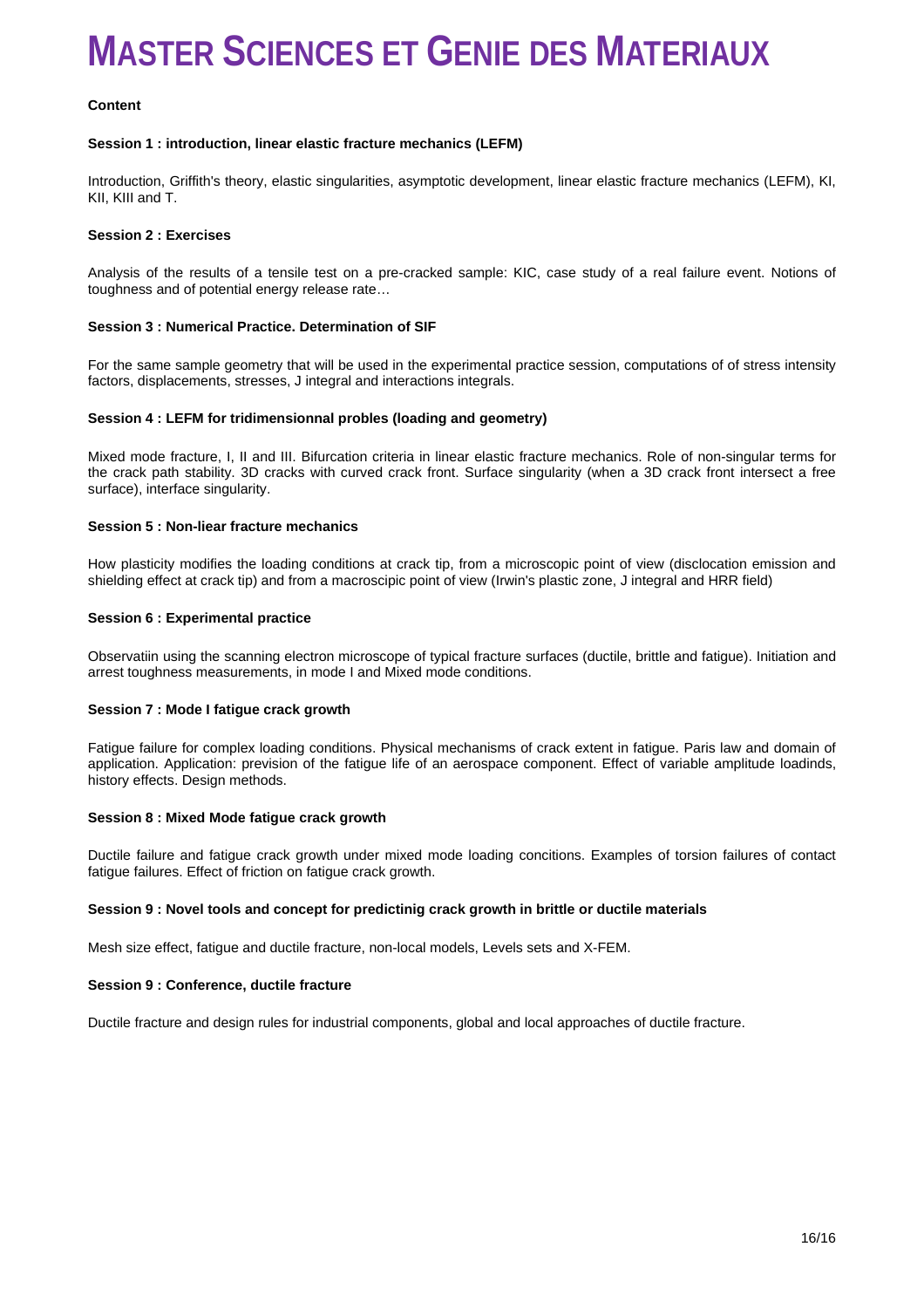# MASTER SCIENCES ET GENIE DES MATERIAUX

**Content**

**Session 1 : introduction, linear elastic fracture mechanics (LEFM)**

Introduction, Griffith's theory, elastic singularities, asymptotic development, linear elastic fracture mechanics (LEFM), KI, KII, KIII and T.

**Session 2 : Exercises**

Analysis of the results of a tensile test on a pre-cracked sample: KIC, case study of a real failure event. Notions of toughness and of potential energy release rate…

**Session 3 : Numerical Practice. Determination of SIF**

For the same sample geometry that will be used in the experimental practice session, computations of of stress intensity factors, displacements, stresses, J integral and interactions integrals.

**Session 4 : LEFM for tridimensionnal probles (loading and geometry)**

Mixed mode fracture, I, II and III. Bifurcation criteria in linear elastic fracture mechanics. Role of non-singular terms for the crack path stability. 3D cracks with curved crack front. Surface singularity (when a 3D crack front intersect a free surface), interface singularity.

**Session 5 : Non-liear fracture mechanics**

How plasticity modifies the loading conditions at crack tip, from a microscopic point of view (disclocation emission and shielding effect at crack tip) and from a macroscipic point of view (Irwin's plastic zone, J integral and HRR field)

**Session 6 : Experimental practice**

Observatiin using the scanning electron microscope of typical fracture surfaces (ductile, brittle and fatigue). Initiation and arrest toughness measurements, in mode I and Mixed mode conditions.

**Session 7 : Mode I fatigue crack growth**

Fatigue failure for complex loading conditions. Physical mechanisms of crack extent in fatigue. Paris law and domain of application. Application: prevision of the fatigue life of an aerospace component. Effect of variable amplitude loadinds, history effects. Design methods.

**Session 8 : Mixed Mode fatigue crack growth**

Ductile failure and fatigue crack growth under mixed mode loading concitions. Examples of torsion failures of contact fatigue failures. Effect of friction on fatigue crack growth.

**Session 9 : Novel tools and concept for predictinig crack growth in brittle or ductile materials**

Mesh size effect, fatigue and ductile fracture, non-local models, Levels sets and X-FEM.

**Session 9 : Conference, ductile fracture**

Ductile fracture and design rules for industrial components, global and local approaches of ductile fracture.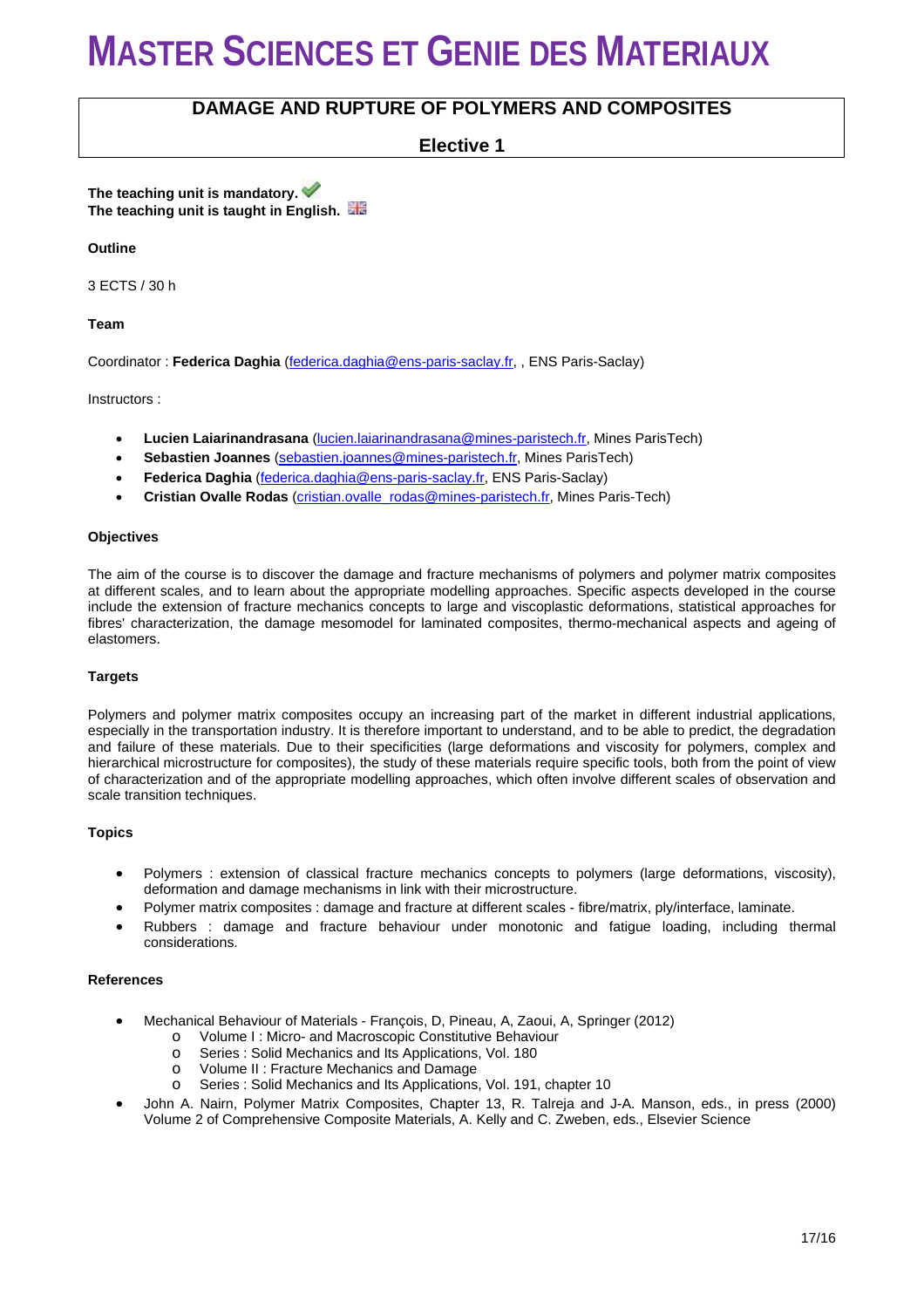# MASTER SCIENCES ET GENIE DES MATERIAUX

## DAMAGE AND RUPTURE OF POLYMERS AND COMPOSITES

### Elective 1

**The teaching unit is mandatory.**
**The teaching unit is taught in English.**

**Outline**

3 ECTS / 30 h

**Team**

Coordinator : **Federica Daghia** (federica.daghia@ens-paris-saclay.fr, , ENS Paris-Saclay)

Instructors :

- **Lucien Laiarinandrasana** (lucien.laiarinandrasana@mines-paristech.fr, Mines ParisTech)
- **Sebastien Joannes** (sebastien.joannes@mines-paristech.fr, Mines ParisTech)
- **Federica Daghia** (federica.daghia@ens-paris-saclay.fr, ENS Paris-Saclay)
- **Cristian Ovalle Rodas** (cristian.ovalle_rodas@mines-paristech.fr, Mines Paris-Tech)

**Objectives**

The aim of the course is to discover the damage and fracture mechanisms of polymers and polymer matrix composites at different scales, and to learn about the appropriate modelling approaches. Specific aspects developed in the course include the extension of fracture mechanics concepts to large and viscoplastic deformations, statistical approaches for fibres' characterization, the damage mesomodel for laminated composites, thermo-mechanical aspects and ageing of elastomers.

**Targets**

Polymers and polymer matrix composites occupy an increasing part of the market in different industrial applications, especially in the transportation industry. It is therefore important to understand, and to be able to predict, the degradation and failure of these materials. Due to their specificities (large deformations and viscosity for polymers, complex and hierarchical microstructure for composites), the study of these materials require specific tools, both from the point of view of characterization and of the appropriate modelling approaches, which often involve different scales of observation and scale transition techniques.

**Topics**

- Polymers : extension of classical fracture mechanics concepts to polymers (large deformations, viscosity), deformation and damage mechanisms in link with their microstructure.
- Polymer matrix composites : damage and fracture at different scales - fibre/matrix, ply/interface, laminate.
- Rubbers : damage and fracture behaviour under monotonic and fatigue loading, including thermal considerations.

**References**

- Mechanical Behaviour of Materials - François, D, Pineau, A, Zaoui, A, Springer (2012)
  - Volume I : Micro- and Macroscopic Constitutive Behaviour
  - Series : Solid Mechanics and Its Applications, Vol. 180
  - Volume II : Fracture Mechanics and Damage
  - Series : Solid Mechanics and Its Applications, Vol. 191, chapter 10
- John A. Nairn, Polymer Matrix Composites, Chapter 13, R. Talreja and J-A. Manson, eds., in press (2000) Volume 2 of Comprehensive Composite Materials, A. Kelly and C. Zweben, eds., Elsevier Science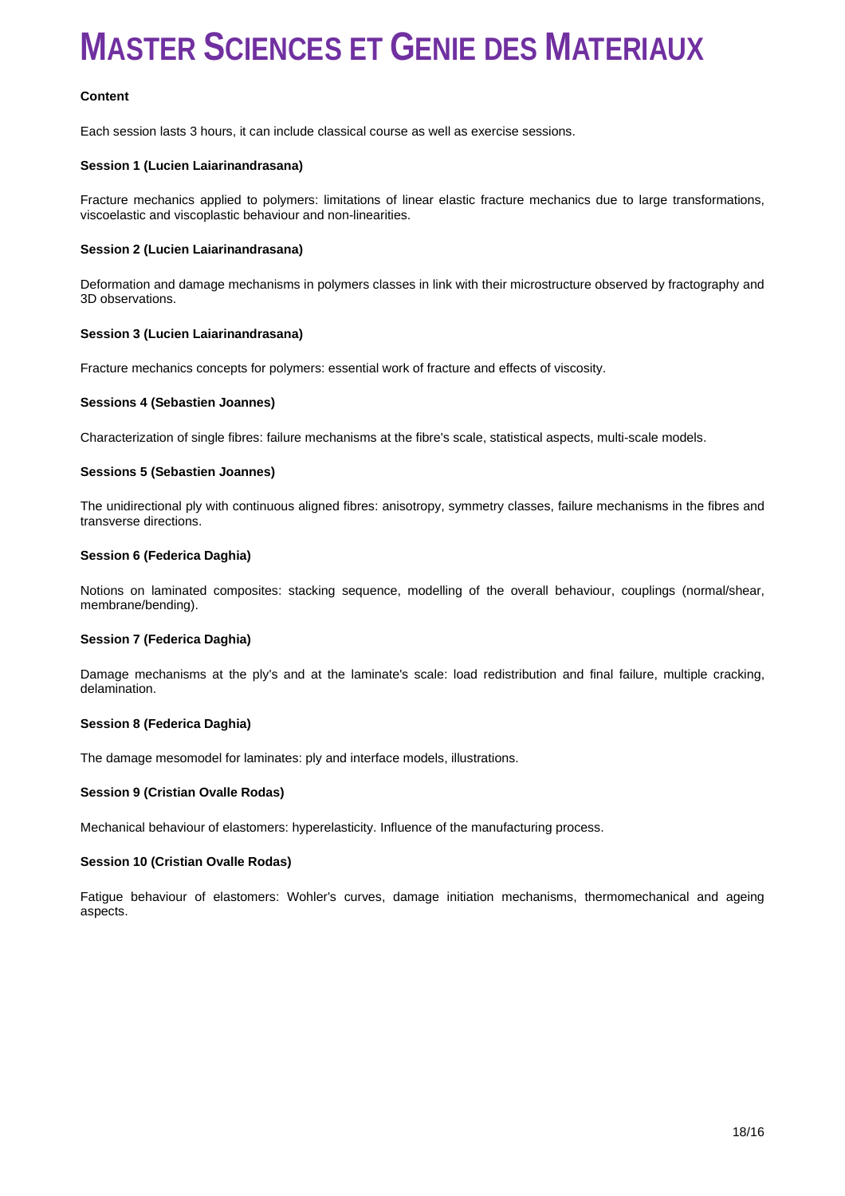**Content**

Each session lasts 3 hours, it can include classical course as well as exercise sessions.

**Session 1 (Lucien Laiarinandrasana)**

Fracture mechanics applied to polymers: limitations of linear elastic fracture mechanics due to large transformations, viscoelastic and viscoplastic behaviour and non-linearities.

**Session 2 (Lucien Laiarinandrasana)**

Deformation and damage mechanisms in polymers classes in link with their microstructure observed by fractography and 3D observations.

**Session 3 (Lucien Laiarinandrasana)**

Fracture mechanics concepts for polymers: essential work of fracture and effects of viscosity.

**Sessions 4 (Sebastien Joannes)**

Characterization of single fibres: failure mechanisms at the fibre's scale, statistical aspects, multi-scale models.

**Sessions 5 (Sebastien Joannes)**

The unidirectional ply with continuous aligned fibres: anisotropy, symmetry classes, failure mechanisms in the fibres and transverse directions.

**Session 6 (Federica Daghia)**

Notions on laminated composites: stacking sequence, modelling of the overall behaviour, couplings (normal/shear, membrane/bending).

**Session 7 (Federica Daghia)**

Damage mechanisms at the ply's and at the laminate's scale: load redistribution and final failure, multiple cracking, delamination.

**Session 8 (Federica Daghia)**

The damage mesomodel for laminates: ply and interface models, illustrations.

**Session 9 (Cristian Ovalle Rodas)**

Mechanical behaviour of elastomers: hyperelasticity. Influence of the manufacturing process.

**Session 10 (Cristian Ovalle Rodas)**

Fatigue behaviour of elastomers: Wohler's curves, damage initiation mechanisms, thermomechanical and ageing aspects.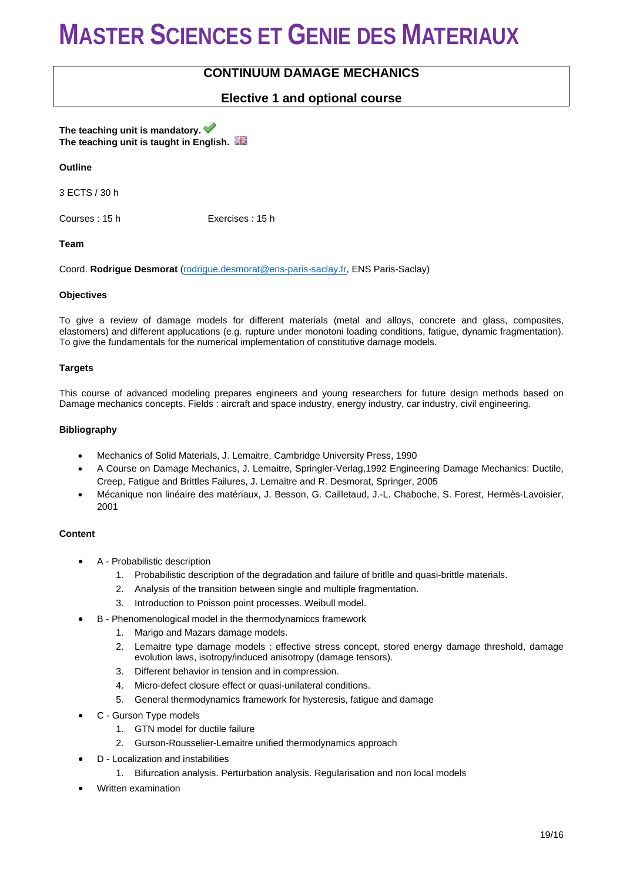# MASTER SCIENCES ET GENIE DES MATERIAUX

## CONTINUUM DAMAGE MECHANICS

### Elective 1 and optional course

**The teaching unit is mandatory.**
**The teaching unit is taught in English.**

**Outline**

3 ECTS / 30 h

Courses : 15 h Exercises : 15 h

**Team**

Coord. **Rodrigue Desmorat** (rodrigue.desmorat@ens-paris-saclay.fr, ENS Paris-Saclay)

**Objectives**

To give a review of damage models for different materials (metal and alloys, concrete and glass, composites, elastomers) and different applucations (e.g. rupture under monotoni loading conditions, fatigue, dynamic fragmentation). To give the fundamentals for the numerical implementation of constitutive damage models.

**Targets**

This course of advanced modeling prepares engineers and young researchers for future design methods based on Damage mechanics concepts. Fields : aircraft and space industry, energy industry, car industry, civil engineering.

**Bibliography**

- Mechanics of Solid Materials, J. Lemaitre, Cambridge University Press, 1990
- A Course on Damage Mechanics, J. Lemaitre, Springler-Verlag,1992 Engineering Damage Mechanics: Ductile, Creep, Fatigue and Brittles Failures, J. Lemaitre and R. Desmorat, Springer, 2005
- Mécanique non linéaire des matériaux, J. Besson, G. Cailletaud, J.-L. Chaboche, S. Forest, Hermès-Lavoisier, 2001

**Content**

- A - Probabilistic description
  1. Probabilistic description of the degradation and failure of brillte and quasi-brittle materials.
  2. Analysis of the transition between single and multiple fragmentation.
  3. Introduction to Poisson point processes. Weibull model.
- B - Phenomenological model in the thermodynamiccs framework
  1. Marigo and Mazars damage models.
  2. Lemaitre type damage models : effective stress concept, stored energy damage threshold, damage evolution laws, isotropy/induced anisotropy (damage tensors).
  3. Different behavior in tension and in compression.
  4. Micro-defect closure effect or quasi-unilateral conditions.
  5. General thermodynamics framework for hysteresis, fatigue and damage
- C - Gurson Type models
  1. GTN model for ductile failure
  2. Gurson-Rousselier-Lemaitre unified thermodynamics approach
- D - Localization and instabilities
  1. Bifurcation analysis. Perturbation analysis. Regularisation and non local models
- Written examination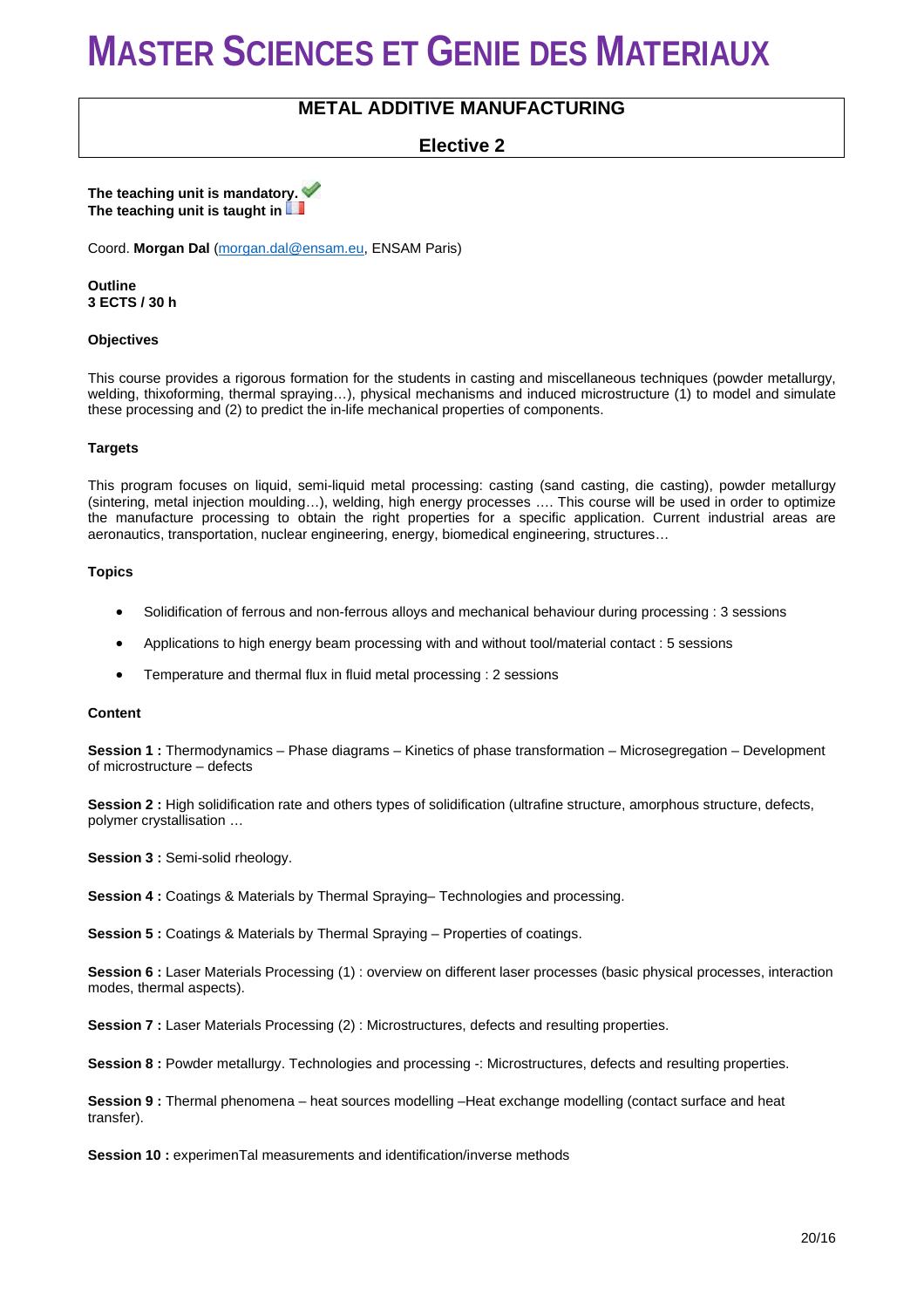# MASTER SCIENCES ET GENIE DES MATERIAUX

## METAL ADDITIVE MANUFACTURING

### Elective 2

**The teaching unit is mandatory.**
**The teaching unit is taught in**

Coord. **Morgan Dal** (morgan.dal@ensam.eu, ENSAM Paris)

**Outline**
**3 ECTS / 30 h**

**Objectives**

This course provides a rigorous formation for the students in casting and miscellaneous techniques (powder metallurgy, welding, thixoforming, thermal spraying…), physical mechanisms and induced microstructure (1) to model and simulate these processing and (2) to predict the in-life mechanical properties of components.

**Targets**

This program focuses on liquid, semi-liquid metal processing: casting (sand casting, die casting), powder metallurgy (sintering, metal injection moulding…), welding, high energy processes …. This course will be used in order to optimize the manufacture processing to obtain the right properties for a specific application. Current industrial areas are aeronautics, transportation, nuclear engineering, energy, biomedical engineering, structures…

**Topics**

- Solidification of ferrous and non-ferrous alloys and mechanical behaviour during processing : 3 sessions
- Applications to high energy beam processing with and without tool/material contact : 5 sessions
- Temperature and thermal flux in fluid metal processing : 2 sessions

**Content**

**Session 1 :** Thermodynamics – Phase diagrams – Kinetics of phase transformation – Microsegregation – Development of microstructure – defects

**Session 2 :** High solidification rate and others types of solidification (ultrafine structure, amorphous structure, defects, polymer crystallisation …

**Session 3 :** Semi-solid rheology.

**Session 4 :** Coatings & Materials by Thermal Spraying– Technologies and processing.

**Session 5 :** Coatings & Materials by Thermal Spraying – Properties of coatings.

**Session 6 :** Laser Materials Processing (1) : overview on different laser processes (basic physical processes, interaction modes, thermal aspects).

**Session 7 :** Laser Materials Processing (2) : Microstructures, defects and resulting properties.

**Session 8 :** Powder metallurgy. Technologies and processing -: Microstructures, defects and resulting properties.

**Session 9 :** Thermal phenomena – heat sources modelling –Heat exchange modelling (contact surface and heat transfer).

**Session 10 :** experimenTal measurements and identification/inverse methods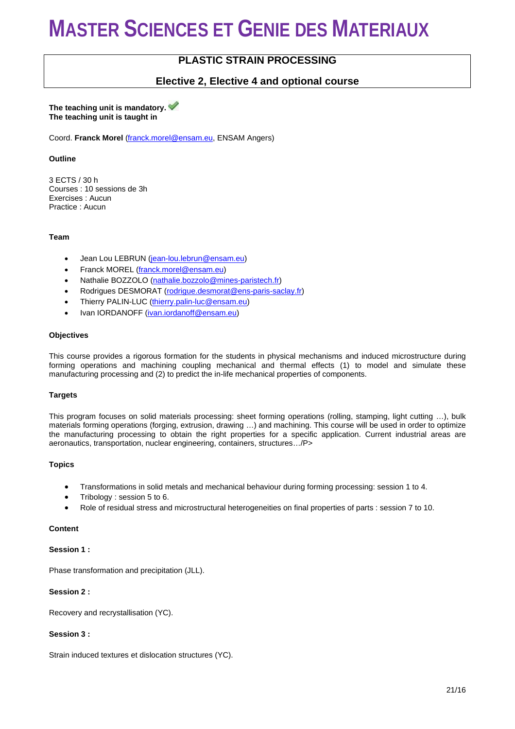# MASTER SCIENCES ET GENIE DES MATERIAUX

## PLASTIC STRAIN PROCESSING

### Elective 2, Elective 4 and optional course

**The teaching unit is mandatory.** ✔
**The teaching unit is taught in**

Coord. **Franck Morel** (franck.morel@ensam.eu, ENSAM Angers)

**Outline**

3 ECTS / 30 h
Courses : 10 sessions de 3h
Exercises : Aucun
Practice : Aucun

**Team**

- Jean Lou LEBRUN (jean-lou.lebrun@ensam.eu)
- Franck MOREL (franck.morel@ensam.eu)
- Nathalie BOZZOLO (nathalie.bozzolo@mines-paristech.fr)
- Rodrigues DESMORAT (rodrigue.desmorat@ens-paris-saclay.fr)
- Thierry PALIN-LUC (thierry.palin-luc@ensam.eu)
- Ivan IORDANOFF (ivan.iordanoff@ensam.eu)

**Objectives**

This course provides a rigorous formation for the students in physical mechanisms and induced microstructure during forming operations and machining coupling mechanical and thermal effects (1) to model and simulate these manufacturing processing and (2) to predict the in-life mechanical properties of components.

**Targets**

This program focuses on solid materials processing: sheet forming operations (rolling, stamping, light cutting …), bulk materials forming operations (forging, extrusion, drawing …) and machining. This course will be used in order to optimize the manufacturing processing to obtain the right properties for a specific application. Current industrial areas are aeronautics, transportation, nuclear engineering, containers, structures…/P>

**Topics**

- Transformations in solid metals and mechanical behaviour during forming processing: session 1 to 4.
- Tribology : session 5 to 6.
- Role of residual stress and microstructural heterogeneities on final properties of parts : session 7 to 10.

**Content**

**Session 1 :**

Phase transformation and precipitation (JLL).

**Session 2 :**

Recovery and recrystallisation (YC).

**Session 3 :**

Strain induced textures et dislocation structures (YC).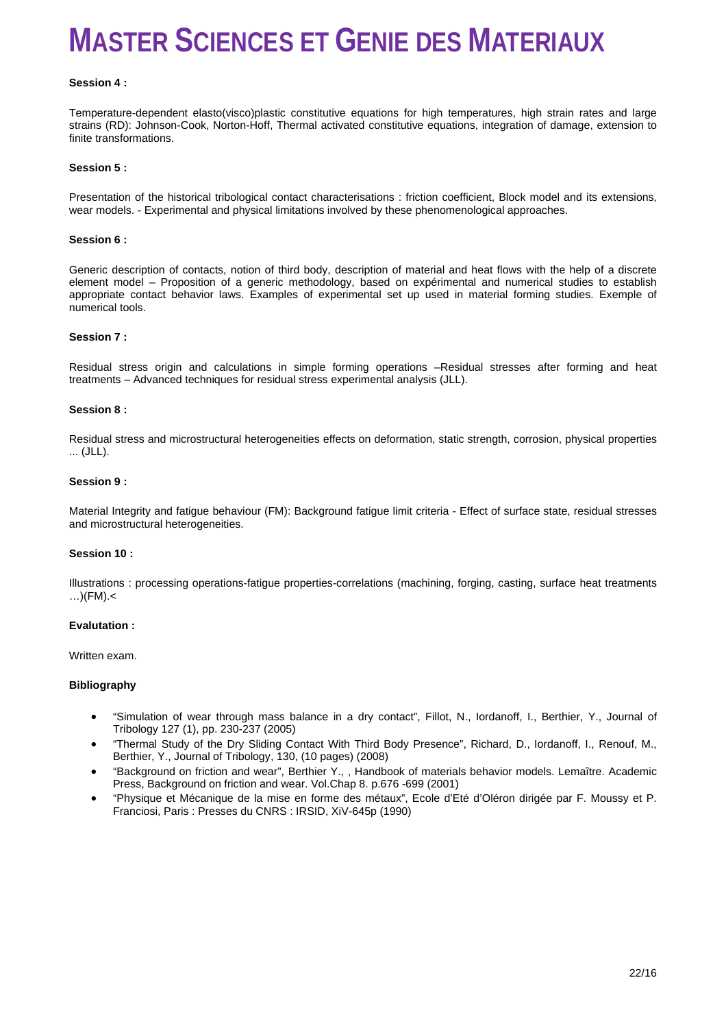**Session 4 :**

Temperature-dependent elasto(visco)plastic constitutive equations for high temperatures, high strain rates and large strains (RD): Johnson-Cook, Norton-Hoff, Thermal activated constitutive equations, integration of damage, extension to finite transformations.

**Session 5 :**

Presentation of the historical tribological contact characterisations : friction coefficient, Block model and its extensions, wear models. - Experimental and physical limitations involved by these phenomenological approaches.

**Session 6 :**

Generic description of contacts, notion of third body, description of material and heat flows with the help of a discrete element model – Proposition of a generic methodology, based on expérimental and numerical studies to establish appropriate contact behavior laws. Examples of experimental set up used in material forming studies. Exemple of numerical tools.

**Session 7 :**

Residual stress origin and calculations in simple forming operations –Residual stresses after forming and heat treatments – Advanced techniques for residual stress experimental analysis (JLL).

**Session 8 :**

Residual stress and microstructural heterogeneities effects on deformation, static strength, corrosion, physical properties ... (JLL).

**Session 9 :**

Material Integrity and fatigue behaviour (FM): Background fatigue limit criteria - Effect of surface state, residual stresses and microstructural heterogeneities.

**Session 10 :**

Illustrations : processing operations-fatigue properties-correlations (machining, forging, casting, surface heat treatments …)(FM).<

**Evalutation :**

Written exam.

**Bibliography**

- “Simulation of wear through mass balance in a dry contact”, Fillot, N., Iordanoff, I., Berthier, Y., Journal of Tribology 127 (1), pp. 230-237 (2005)
- “Thermal Study of the Dry Sliding Contact With Third Body Presence”, Richard, D., Iordanoff, I., Renouf, M., Berthier, Y., Journal of Tribology, 130, (10 pages) (2008)
- “Background on friction and wear”, Berthier Y., , Handbook of materials behavior models. Lemaître. Academic Press, Background on friction and wear. Vol.Chap 8. p.676 -699 (2001)
- “Physique et Mécanique de la mise en forme des métaux”, Ecole d'Eté d'Oléron dirigée par F. Moussy et P. Franciosi, Paris : Presses du CNRS : IRSID, XiV-645p (1990)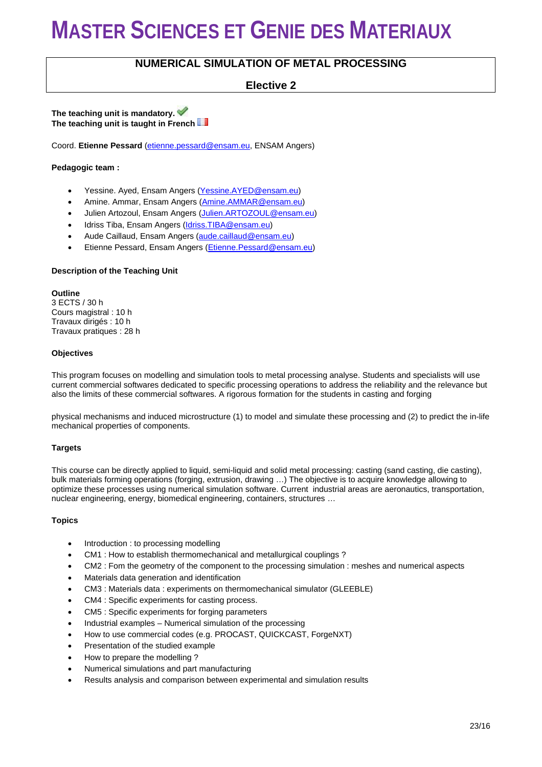# MASTER SCIENCES ET GENIE DES MATERIAUX

## NUMERICAL SIMULATION OF METAL PROCESSING

### Elective 2

**The teaching unit is mandatory.**
**The teaching unit is taught in French**

Coord. **Etienne Pessard** (etienne.pessard@ensam.eu, ENSAM Angers)

**Pedagogic team :**

- Yessine. Ayed, Ensam Angers (Yessine.AYED@ensam.eu)
- Amine. Ammar, Ensam Angers (Amine.AMMAR@ensam.eu)
- Julien Artozoul, Ensam Angers (Julien.ARTOZOUL@ensam.eu)
- Idriss Tiba, Ensam Angers (Idriss.TIBA@ensam.eu)
- Aude Caillaud, Ensam Angers (aude.caillaud@ensam.eu)
- Etienne Pessard, Ensam Angers (Etienne.Pessard@ensam.eu)

**Description of the Teaching Unit**

**Outline**
3 ECTS / 30 h
Cours magistral : 10 h
Travaux dirigés : 10 h
Travaux pratiques : 28 h

**Objectives**

This program focuses on modelling and simulation tools to metal processing analyse. Students and specialists will use current commercial softwares dedicated to specific processing operations to address the reliability and the relevance but also the limits of these commercial softwares. A rigorous formation for the students in casting and forging

physical mechanisms and induced microstructure (1) to model and simulate these processing and (2) to predict the in-life mechanical properties of components.

**Targets**

This course can be directly applied to liquid, semi-liquid and solid metal processing: casting (sand casting, die casting), bulk materials forming operations (forging, extrusion, drawing …) The objective is to acquire knowledge allowing to optimize these processes using numerical simulation software. Current industrial areas are aeronautics, transportation, nuclear engineering, energy, biomedical engineering, containers, structures …

**Topics**

- Introduction : to processing modelling
- CM1 : How to establish thermomechanical and metallurgical couplings ?
- CM2 : Fom the geometry of the component to the processing simulation : meshes and numerical aspects
- Materials data generation and identification
- CM3 : Materials data : experiments on thermomechanical simulator (GLEEBLE)
- CM4 : Specific experiments for casting process.
- CM5 : Specific experiments for forging parameters
- Industrial examples – Numerical simulation of the processing
- How to use commercial codes (e.g. PROCAST, QUICKCAST, ForgeNXT)
- Presentation of the studied example
- How to prepare the modelling ?
- Numerical simulations and part manufacturing
- Results analysis and comparison between experimental and simulation results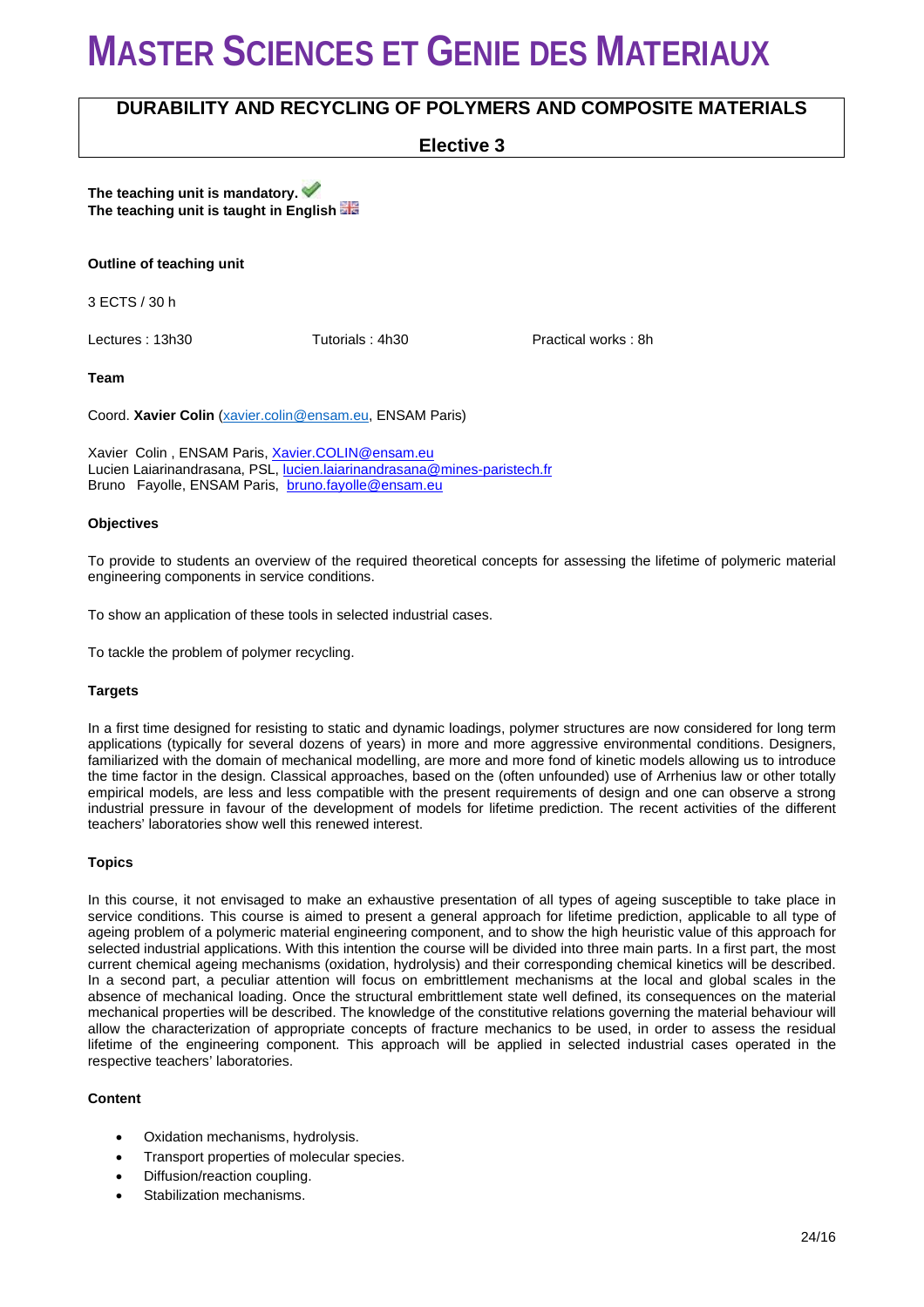# MASTER SCIENCES ET GENIE DES MATERIAUX

## DURABILITY AND RECYCLING OF POLYMERS AND COMPOSITE MATERIALS

**Elective 3**

**The teaching unit is mandatory.**
**The teaching unit is taught in English**

**Outline of teaching unit**

3 ECTS / 30 h

Lectures : 13h30 Tutorials : 4h30 Practical works : 8h

**Team**

Coord. **Xavier Colin** (xavier.colin@ensam.eu, ENSAM Paris)

Xavier Colin , ENSAM Paris, Xavier.COLIN@ensam.eu
Lucien Laiarinandrasana, PSL, lucien.laiarinandrasana@mines-paristech.fr
Bruno Fayolle, ENSAM Paris, bruno.fayolle@ensam.eu

**Objectives**

To provide to students an overview of the required theoretical concepts for assessing the lifetime of polymeric material engineering components in service conditions.

To show an application of these tools in selected industrial cases.

To tackle the problem of polymer recycling.

**Targets**

In a first time designed for resisting to static and dynamic loadings, polymer structures are now considered for long term applications (typically for several dozens of years) in more and more aggressive environmental conditions. Designers, familiarized with the domain of mechanical modelling, are more and more fond of kinetic models allowing us to introduce the time factor in the design. Classical approaches, based on the (often unfounded) use of Arrhenius law or other totally empirical models, are less and less compatible with the present requirements of design and one can observe a strong industrial pressure in favour of the development of models for lifetime prediction. The recent activities of the different teachers' laboratories show well this renewed interest.

**Topics**

In this course, it not envisaged to make an exhaustive presentation of all types of ageing susceptible to take place in service conditions. This course is aimed to present a general approach for lifetime prediction, applicable to all type of ageing problem of a polymeric material engineering component, and to show the high heuristic value of this approach for selected industrial applications. With this intention the course will be divided into three main parts. In a first part, the most current chemical ageing mechanisms (oxidation, hydrolysis) and their corresponding chemical kinetics will be described. In a second part, a peculiar attention will focus on embrittlement mechanisms at the local and global scales in the absence of mechanical loading. Once the structural embrittlement state well defined, its consequences on the material mechanical properties will be described. The knowledge of the constitutive relations governing the material behaviour will allow the characterization of appropriate concepts of fracture mechanics to be used, in order to assess the residual lifetime of the engineering component. This approach will be applied in selected industrial cases operated in the respective teachers' laboratories.

**Content**

- Oxidation mechanisms, hydrolysis.
- Transport properties of molecular species.
- Diffusion/reaction coupling.
- Stabilization mechanisms.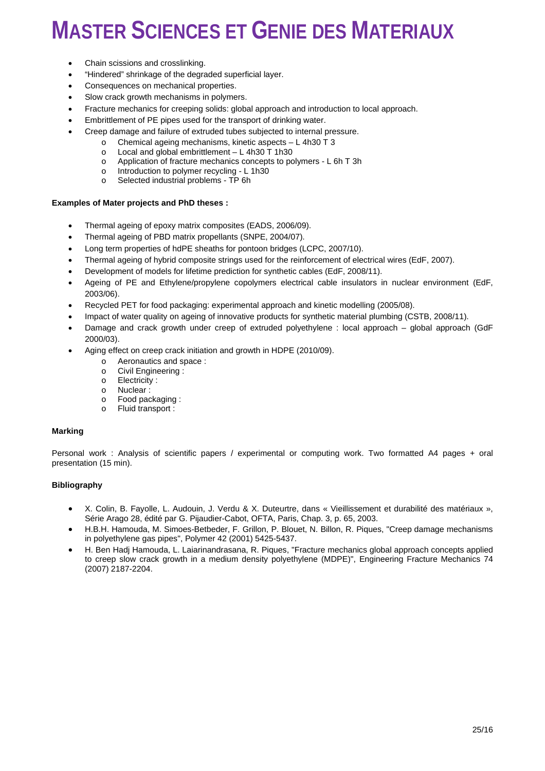- Chain scissions and crosslinking.
- "Hindered" shrinkage of the degraded superficial layer.
- Consequences on mechanical properties.
- Slow crack growth mechanisms in polymers.
- Fracture mechanics for creeping solids: global approach and introduction to local approach.
- Embrittlement of PE pipes used for the transport of drinking water.
- Creep damage and failure of extruded tubes subjected to internal pressure.
    - Chemical ageing mechanisms, kinetic aspects – L 4h30 T 3
    - Local and global embrittlement – L 4h30 T 1h30
    - Application of fracture mechanics concepts to polymers - L 6h T 3h
    - Introduction to polymer recycling - L 1h30
    - Selected industrial problems - TP 6h

**Examples of Mater projects and PhD theses :**

- Thermal ageing of epoxy matrix composites (EADS, 2006/09).
- Thermal ageing of PBD matrix propellants (SNPE, 2004/07).
- Long term properties of hdPE sheaths for pontoon bridges (LCPC, 2007/10).
- Thermal ageing of hybrid composite strings used for the reinforcement of electrical wires (EdF, 2007).
- Development of models for lifetime prediction for synthetic cables (EdF, 2008/11).
- Ageing of PE and Ethylene/propylene copolymers electrical cable insulators in nuclear environment (EdF, 2003/06).
- Recycled PET for food packaging: experimental approach and kinetic modelling (2005/08).
- Impact of water quality on ageing of innovative products for synthetic material plumbing (CSTB, 2008/11).
- Damage and crack growth under creep of extruded polyethylene : local approach – global approach (GdF 2000/03).
- Aging effect on creep crack initiation and growth in HDPE (2010/09).
    - Aeronautics and space :
    - Civil Engineering :
    - Electricity :
    - Nuclear :
    - Food packaging :
    - Fluid transport :

**Marking**

Personal work : Analysis of scientific papers / experimental or computing work. Two formatted A4 pages + oral presentation (15 min).

**Bibliography**

- X. Colin, B. Fayolle, L. Audouin, J. Verdu & X. Duteurtre, dans « Vieillissement et durabilité des matériaux », Série Arago 28, édité par G. Pijaudier-Cabot, OFTA, Paris, Chap. 3, p. 65, 2003.
- H.B.H. Hamouda, M. Simoes-Betbeder, F. Grillon, P. Blouet, N. Billon, R. Piques, "Creep damage mechanisms in polyethylene gas pipes", Polymer 42 (2001) 5425-5437.
- H. Ben Hadj Hamouda, L. Laiarinandrasana, R. Piques, "Fracture mechanics global approach concepts applied to creep slow crack growth in a medium density polyethylene (MDPE)", Engineering Fracture Mechanics 74 (2007) 2187-2204.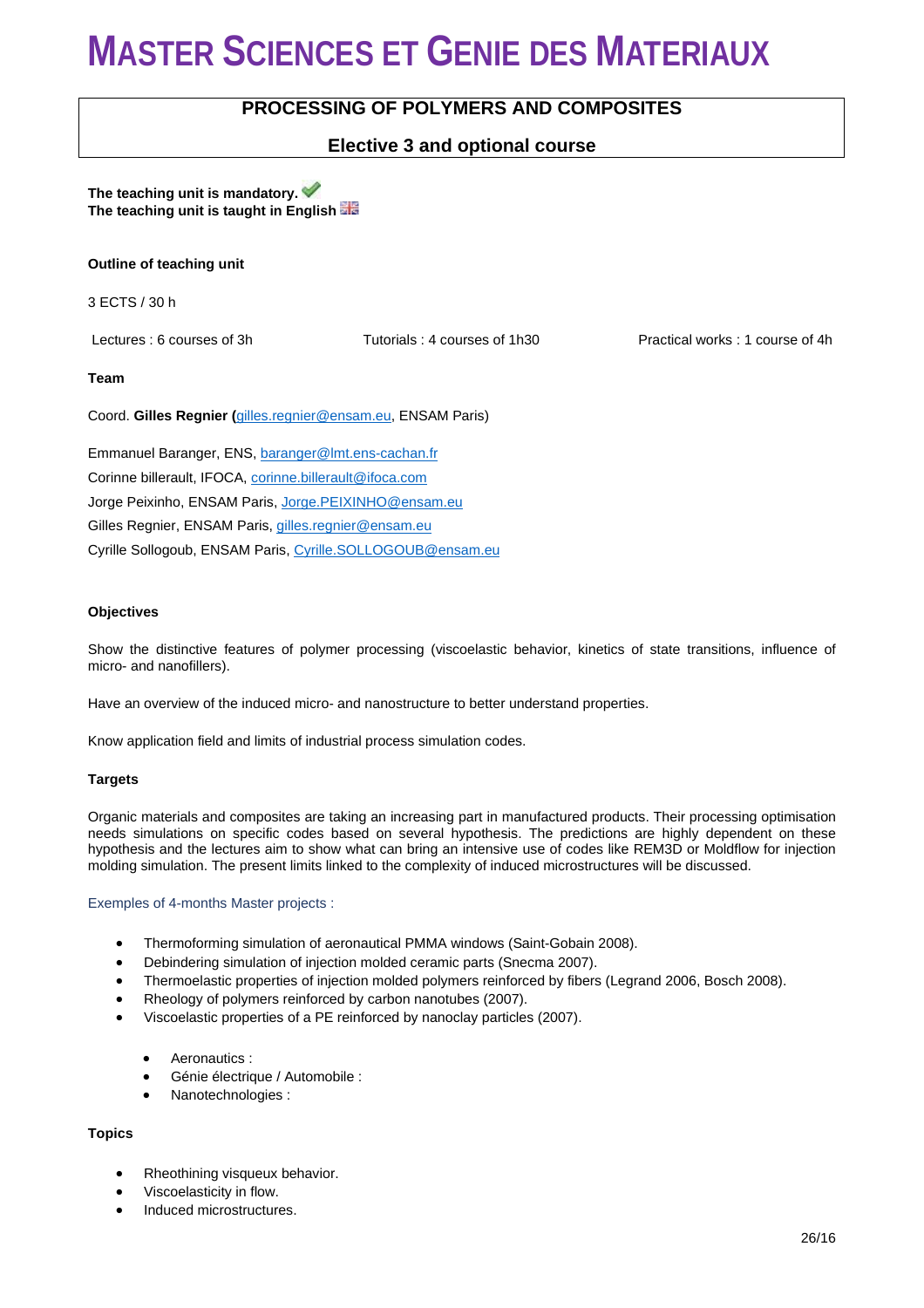# MASTER SCIENCES ET GENIE DES MATERIAUX

## PROCESSING OF POLYMERS AND COMPOSITES

### Elective 3 and optional course

**The teaching unit is mandatory.**
**The teaching unit is taught in English**

**Outline of teaching unit**

3 ECTS / 30 h

Lectures : 6 courses of 3h

Tutorials : 4 courses of 1h30

Practical works : 1 course of 4h

**Team**

Coord. **Gilles Regnier (**gilles.regnier@ensam.eu, ENSAM Paris)

Emmanuel Baranger, ENS, baranger@lmt.ens-cachan.fr

Corinne billerault, IFOCA, corinne.billerault@ifoca.com

Jorge Peixinho, ENSAM Paris, Jorge.PEIXINHO@ensam.eu

Gilles Regnier, ENSAM Paris, gilles.regnier@ensam.eu

Cyrille Sollogoub, ENSAM Paris, Cyrille.SOLLOGOUB@ensam.eu

**Objectives**

Show the distinctive features of polymer processing (viscoelastic behavior, kinetics of state transitions, influence of micro- and nanofillers).

Have an overview of the induced micro- and nanostructure to better understand properties.

Know application field and limits of industrial process simulation codes.

**Targets**

Organic materials and composites are taking an increasing part in manufactured products. Their processing optimisation needs simulations on specific codes based on several hypothesis. The predictions are highly dependent on these hypothesis and the lectures aim to show what can bring an intensive use of codes like REM3D or Moldflow for injection molding simulation. The present limits linked to the complexity of induced microstructures will be discussed.

Exemples of 4-months Master projects :

- Thermoforming simulation of aeronautical PMMA windows (Saint-Gobain 2008).
- Debindering simulation of injection molded ceramic parts (Snecma 2007).
- Thermoelastic properties of injection molded polymers reinforced by fibers (Legrand 2006, Bosch 2008).
- Rheology of polymers reinforced by carbon nanotubes (2007).
- Viscoelastic properties of a PE reinforced by nanoclay particles (2007).

  - Aeronautics :
  - Génie électrique / Automobile :
  - Nanotechnologies :

**Topics**

- Rheothining visqueux behavior.
- Viscoelasticity in flow.
- Induced microstructures.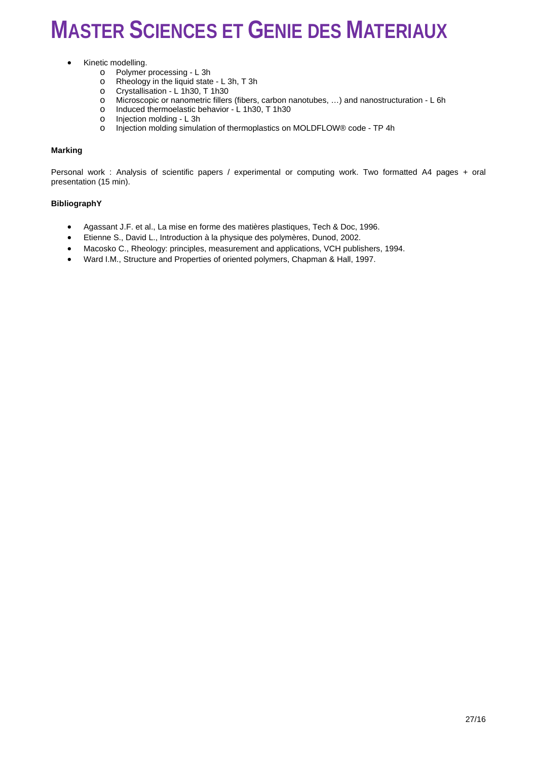- Kinetic modelling.
  - Polymer processing - L 3h
  - Rheology in the liquid state - L 3h, T 3h
  - Crystallisation - L 1h30, T 1h30
  - Microscopic or nanometric fillers (fibers, carbon nanotubes, …) and nanostructuration - L 6h
  - Induced thermoelastic behavior - L 1h30, T 1h30
  - Injection molding - L 3h
  - Injection molding simulation of thermoplastics on MOLDFLOW® code - TP 4h

**Marking**

Personal work : Analysis of scientific papers / experimental or computing work. Two formatted A4 pages + oral presentation (15 min).

**BibliographY**

- Agassant J.F. et al., La mise en forme des matières plastiques, Tech & Doc, 1996.
- Etienne S., David L., Introduction à la physique des polymères, Dunod, 2002.
- Macosko C., Rheology: principles, measurement and applications, VCH publishers, 1994.
- Ward I.M., Structure and Properties of oriented polymers, Chapman & Hall, 1997.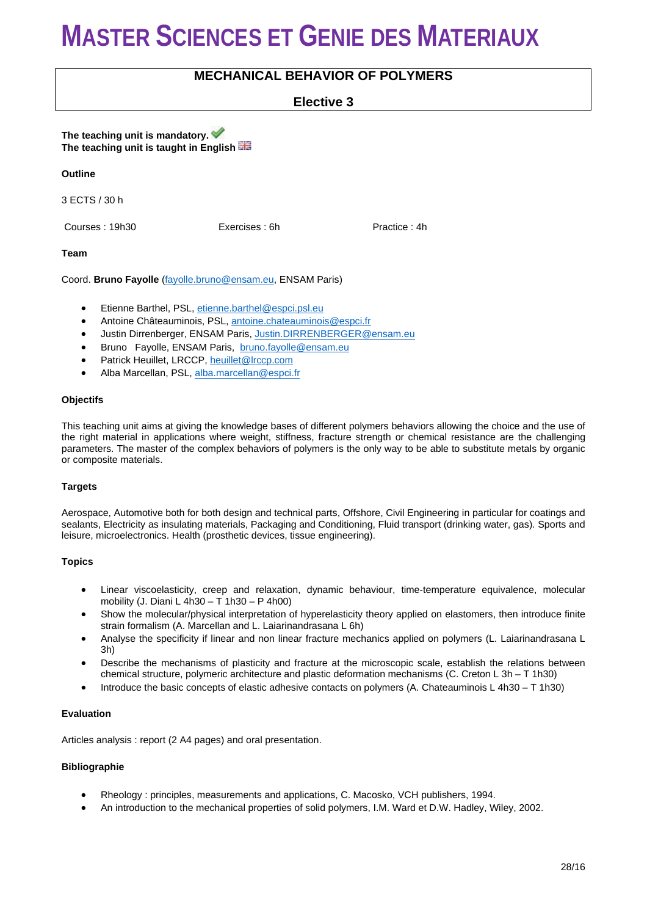# MASTER SCIENCES ET GENIE DES MATERIAUX

## MECHANICAL BEHAVIOR OF POLYMERS

### Elective 3

**The teaching unit is mandatory.**
**The teaching unit is taught in English**

**Outline**

3 ECTS / 30 h

Courses : 19h30 Exercises : 6h Practice : 4h

**Team**

Coord. **Bruno Fayolle** (fayolle.bruno@ensam.eu, ENSAM Paris)

- Etienne Barthel, PSL, etienne.barthel@espci.psl.eu
- Antoine Châteauminois, PSL, antoine.chateauminois@espci.fr
- Justin Dirrenberger, ENSAM Paris, Justin.DIRRENBERGER@ensam.eu
- Bruno Fayolle, ENSAM Paris, bruno.fayolle@ensam.eu
- Patrick Heuillet, LRCCP, heuillet@lrccp.com
- Alba Marcellan, PSL, alba.marcellan@espci.fr

**Objectifs**

This teaching unit aims at giving the knowledge bases of different polymers behaviors allowing the choice and the use of the right material in applications where weight, stiffness, fracture strength or chemical resistance are the challenging parameters. The master of the complex behaviors of polymers is the only way to be able to substitute metals by organic or composite materials.

**Targets**

Aerospace, Automotive both for both design and technical parts, Offshore, Civil Engineering in particular for coatings and sealants, Electricity as insulating materials, Packaging and Conditioning, Fluid transport (drinking water, gas). Sports and leisure, microelectronics. Health (prosthetic devices, tissue engineering).

**Topics**

- Linear viscoelasticity, creep and relaxation, dynamic behaviour, time-temperature equivalence, molecular mobility (J. Diani L 4h30 – T 1h30 – P 4h00)
- Show the molecular/physical interpretation of hyperelasticity theory applied on elastomers, then introduce finite strain formalism (A. Marcellan and L. Laiarinandrasana L 6h)
- Analyse the specificity if linear and non linear fracture mechanics applied on polymers (L. Laiarinandrasana L 3h)
- Describe the mechanisms of plasticity and fracture at the microscopic scale, establish the relations between chemical structure, polymeric architecture and plastic deformation mechanisms (C. Creton L 3h – T 1h30)
- Introduce the basic concepts of elastic adhesive contacts on polymers (A. Chateauminois L 4h30 – T 1h30)

**Evaluation**

Articles analysis : report (2 A4 pages) and oral presentation.

**Bibliographie**

- Rheology : principles, measurements and applications, C. Macosko, VCH publishers, 1994.
- An introduction to the mechanical properties of solid polymers, I.M. Ward et D.W. Hadley, Wiley, 2002.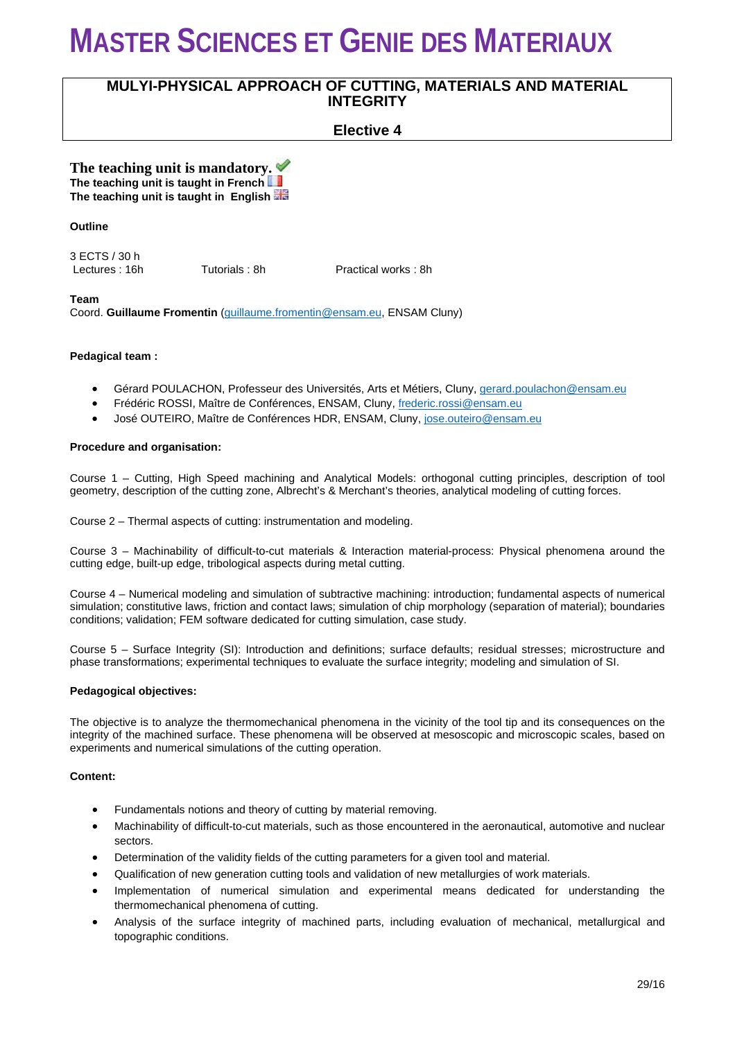# MASTER SCIENCES ET GENIE DES MATERIAUX

## MULYI-PHYSICAL APPROACH OF CUTTING, MATERIALS AND MATERIAL INTEGRITY

### Elective 4

**The teaching unit is mandatory.**
**The teaching unit is taught in French**
**The teaching unit is taught in English**

**Outline**

3 ECTS / 30 h

| Lectures : 16h | Tutorials : 8h | Practical works : 8h |
|---|---|---|

**Team**

Coord. **Guillaume Fromentin** (guillaume.fromentin@ensam.eu, ENSAM Cluny)

**Pedagical team :**

- Gérard POULACHON, Professeur des Universités, Arts et Métiers, Cluny, gerard.poulachon@ensam.eu
- Frédéric ROSSI, Maître de Conférences, ENSAM, Cluny, frederic.rossi@ensam.eu
- José OUTEIRO, Maître de Conférences HDR, ENSAM, Cluny, jose.outeiro@ensam.eu

**Procedure and organisation:**

Course 1 – Cutting, High Speed machining and Analytical Models: orthogonal cutting principles, description of tool geometry, description of the cutting zone, Albrecht's & Merchant's theories, analytical modeling of cutting forces.

Course 2 – Thermal aspects of cutting: instrumentation and modeling.

Course 3 – Machinability of difficult-to-cut materials & Interaction material-process: Physical phenomena around the cutting edge, built-up edge, tribological aspects during metal cutting.

Course 4 – Numerical modeling and simulation of subtractive machining: introduction; fundamental aspects of numerical simulation; constitutive laws, friction and contact laws; simulation of chip morphology (separation of material); boundaries conditions; validation; FEM software dedicated for cutting simulation, case study.

Course 5 – Surface Integrity (SI): Introduction and definitions; surface defaults; residual stresses; microstructure and phase transformations; experimental techniques to evaluate the surface integrity; modeling and simulation of SI.

**Pedagogical objectives:**

The objective is to analyze the thermomechanical phenomena in the vicinity of the tool tip and its consequences on the integrity of the machined surface. These phenomena will be observed at mesoscopic and microscopic scales, based on experiments and numerical simulations of the cutting operation.

**Content:**

- Fundamentals notions and theory of cutting by material removing.
- Machinability of difficult-to-cut materials, such as those encountered in the aeronautical, automotive and nuclear sectors.
- Determination of the validity fields of the cutting parameters for a given tool and material.
- Qualification of new generation cutting tools and validation of new metallurgies of work materials.
- Implementation of numerical simulation and experimental means dedicated for understanding the thermomechanical phenomena of cutting.
- Analysis of the surface integrity of machined parts, including evaluation of mechanical, metallurgical and topographic conditions.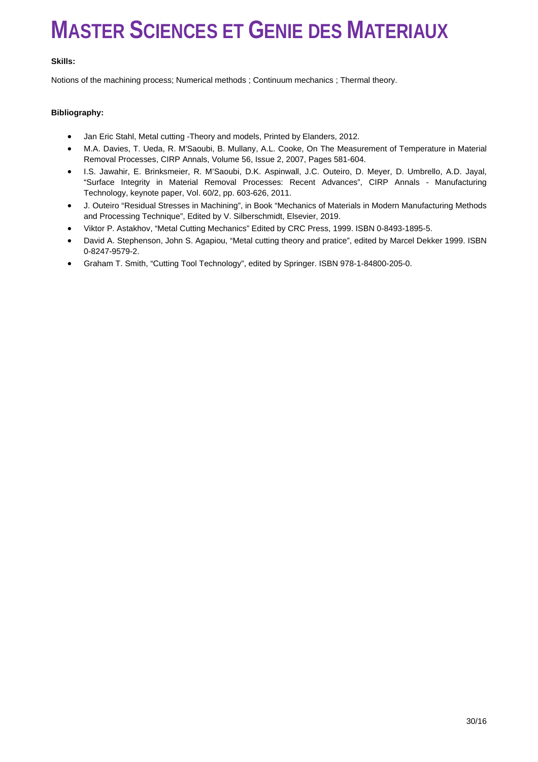**Skills:**

Notions of the machining process; Numerical methods ; Continuum mechanics ; Thermal theory.

**Bibliography:**

- Jan Eric Stahl, Metal cutting -Theory and models, Printed by Elanders, 2012.
- M.A. Davies, T. Ueda, R. M'Saoubi, B. Mullany, A.L. Cooke, On The Measurement of Temperature in Material Removal Processes, CIRP Annals, Volume 56, Issue 2, 2007, Pages 581-604.
- I.S. Jawahir, E. Brinksmeier, R. M'Saoubi, D.K. Aspinwall, J.C. Outeiro, D. Meyer, D. Umbrello, A.D. Jayal, "Surface Integrity in Material Removal Processes: Recent Advances", CIRP Annals - Manufacturing Technology, keynote paper, Vol. 60/2, pp. 603-626, 2011.
- J. Outeiro "Residual Stresses in Machining", in Book "Mechanics of Materials in Modern Manufacturing Methods and Processing Technique", Edited by V. Silberschmidt, Elsevier, 2019.
- Viktor P. Astakhov, "Metal Cutting Mechanics" Edited by CRC Press, 1999. ISBN 0-8493-1895-5.
- David A. Stephenson, John S. Agapiou, "Metal cutting theory and pratice", edited by Marcel Dekker 1999. ISBN 0-8247-9579-2.
- Graham T. Smith, "Cutting Tool Technology", edited by Springer. ISBN 978-1-84800-205-0.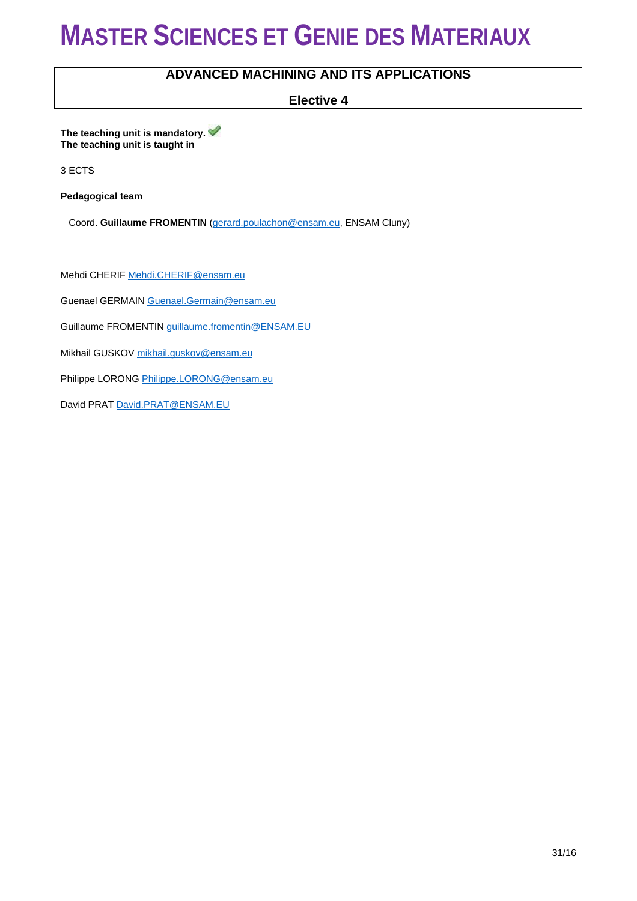# MASTER SCIENCES ET GENIE DES MATERIAUX

## ADVANCED MACHINING AND ITS APPLICATIONS

**Elective 4**

**The teaching unit is mandatory.** ✔
**The teaching unit is taught in**

3 ECTS

**Pedagogical team**

Coord. **Guillaume FROMENTIN** (gerard.poulachon@ensam.eu, ENSAM Cluny)

Mehdi CHERIF Mehdi.CHERIF@ensam.eu

Guenael GERMAIN Guenael.Germain@ensam.eu

Guillaume FROMENTIN guillaume.fromentin@ENSAM.EU

Mikhail GUSKOV mikhail.guskov@ensam.eu

Philippe LORONG Philippe.LORONG@ensam.eu

David PRAT David.PRAT@ENSAM.EU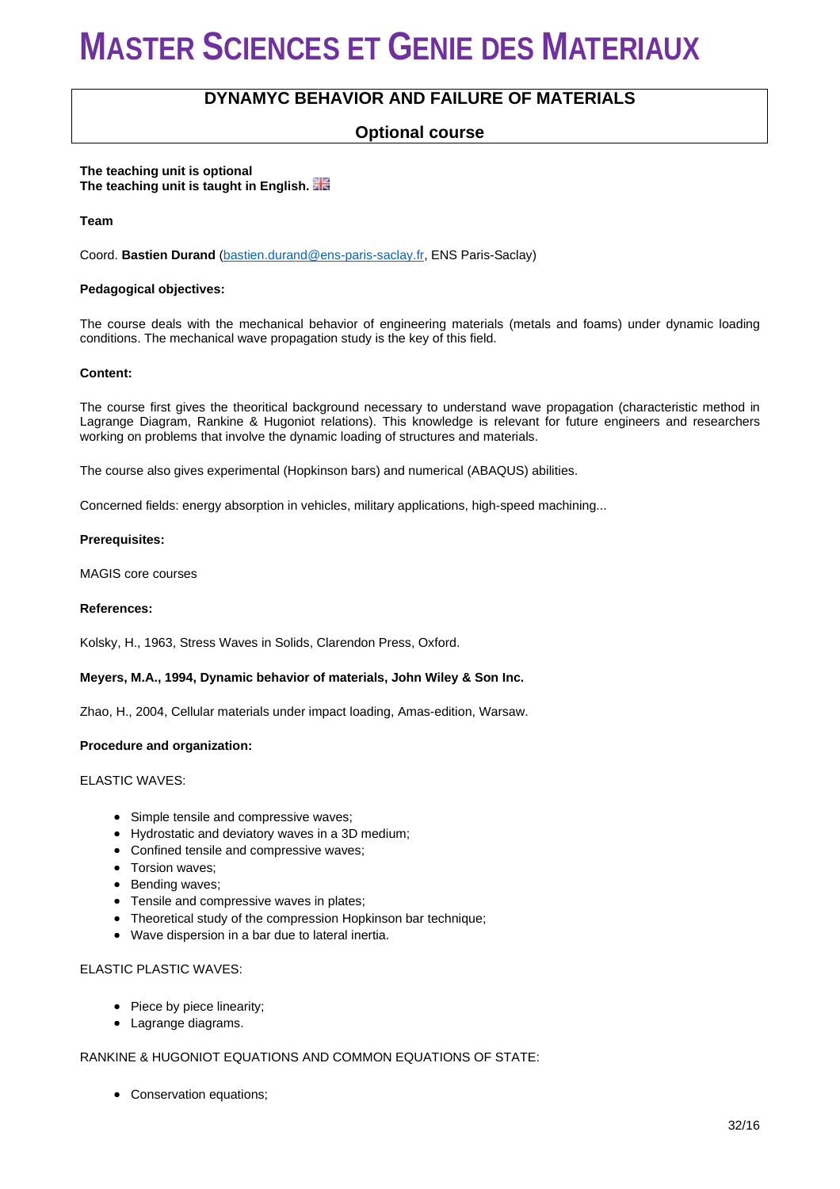# MASTER SCIENCES ET GENIE DES MATERIAUX

## DYNAMYC BEHAVIOR AND FAILURE OF MATERIALS

### Optional course

**The teaching unit is optional**
**The teaching unit is taught in English.**

**Team**

Coord. **Bastien Durand** (bastien.durand@ens-paris-saclay.fr, ENS Paris-Saclay)

**Pedagogical objectives:**

The course deals with the mechanical behavior of engineering materials (metals and foams) under dynamic loading conditions. The mechanical wave propagation study is the key of this field.

**Content:**

The course first gives the theoritical background necessary to understand wave propagation (characteristic method in Lagrange Diagram, Rankine & Hugoniot relations). This knowledge is relevant for future engineers and researchers working on problems that involve the dynamic loading of structures and materials.

The course also gives experimental (Hopkinson bars) and numerical (ABAQUS) abilities.

Concerned fields: energy absorption in vehicles, military applications, high-speed machining...

**Prerequisites:**

MAGIS core courses

**References:**

Kolsky, H., 1963, Stress Waves in Solids, Clarendon Press, Oxford.

**Meyers, M.A., 1994, Dynamic behavior of materials, John Wiley & Son Inc.**

Zhao, H., 2004, Cellular materials under impact loading, Amas-edition, Warsaw.

**Procedure and organization:**

ELASTIC WAVES:

- Simple tensile and compressive waves;
- Hydrostatic and deviatory waves in a 3D medium;
- Confined tensile and compressive waves;
- Torsion waves;
- Bending waves;
- Tensile and compressive waves in plates;
- Theoretical study of the compression Hopkinson bar technique;
- Wave dispersion in a bar due to lateral inertia.

ELASTIC PLASTIC WAVES:

- Piece by piece linearity;
- Lagrange diagrams.

RANKINE & HUGONIOT EQUATIONS AND COMMON EQUATIONS OF STATE:

- Conservation equations;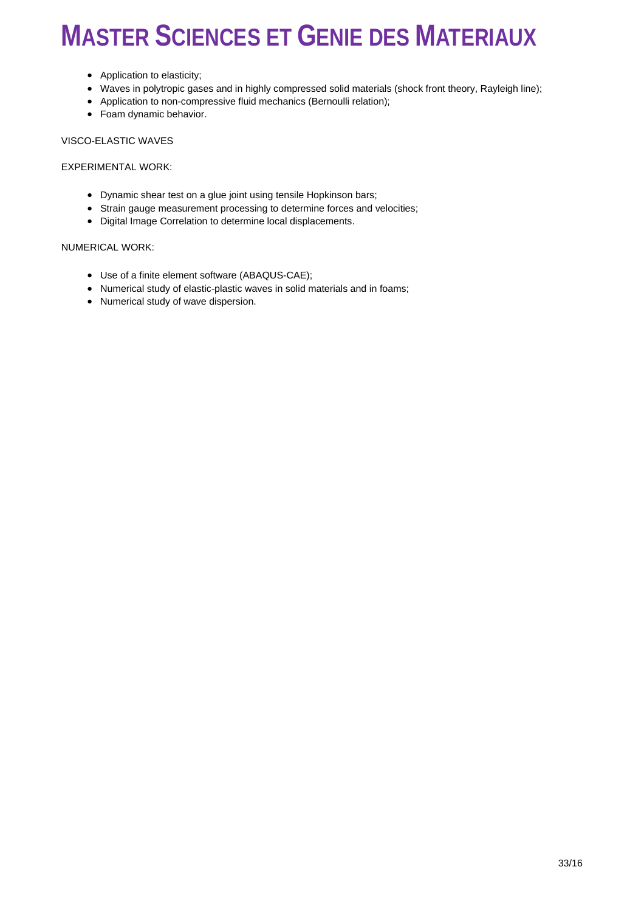- Application to elasticity;
- Waves in polytropic gases and in highly compressed solid materials (shock front theory, Rayleigh line);
- Application to non-compressive fluid mechanics (Bernoulli relation);
- Foam dynamic behavior.

VISCO-ELASTIC WAVES

EXPERIMENTAL WORK:

- Dynamic shear test on a glue joint using tensile Hopkinson bars;
- Strain gauge measurement processing to determine forces and velocities;
- Digital Image Correlation to determine local displacements.

NUMERICAL WORK:

- Use of a finite element software (ABAQUS-CAE);
- Numerical study of elastic-plastic waves in solid materials and in foams;
- Numerical study of wave dispersion.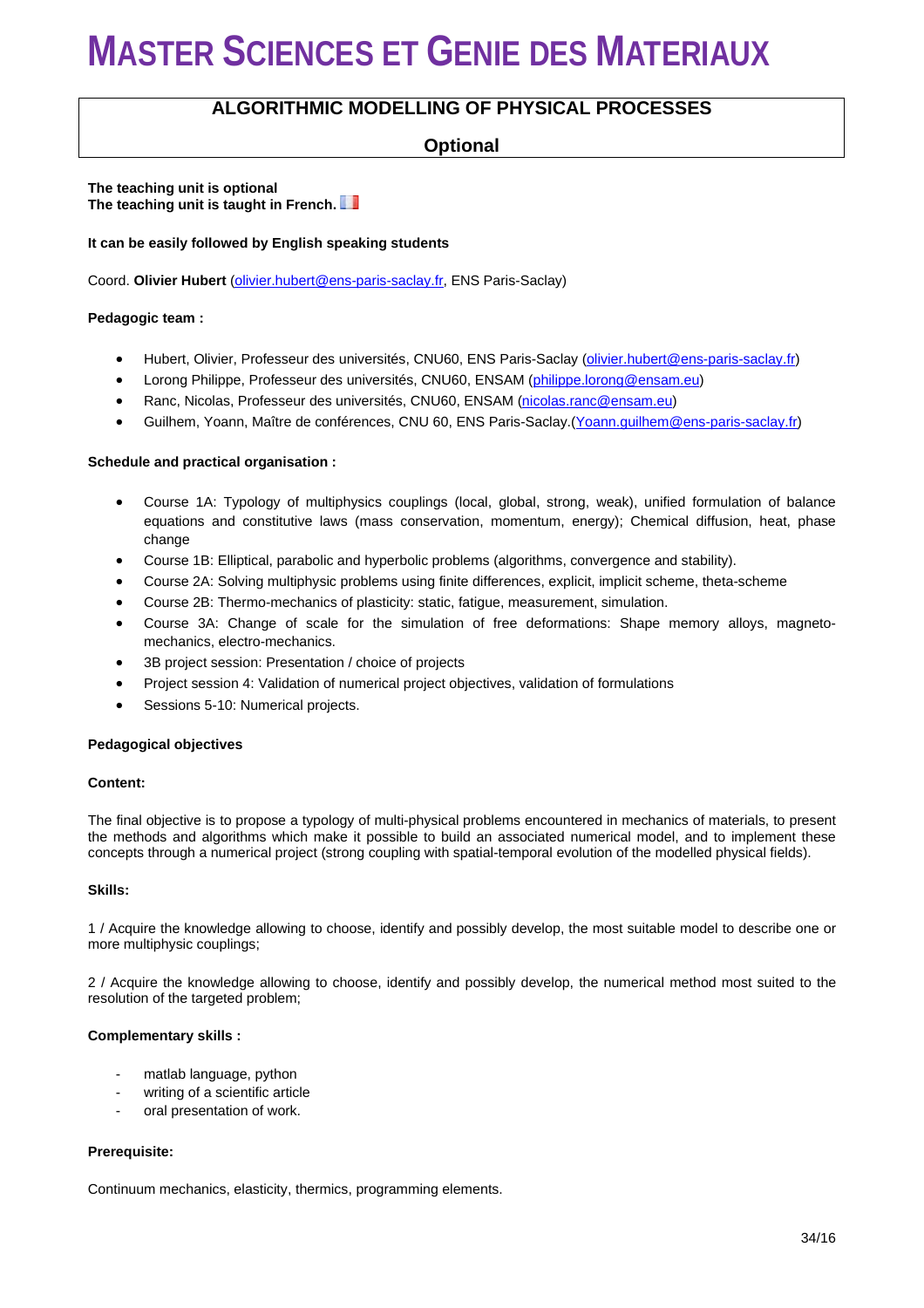# MASTER SCIENCES ET GENIE DES MATERIAUX

## ALGORITHMIC MODELLING OF PHYSICAL PROCESSES

**Optional**

**The teaching unit is optional**
**The teaching unit is taught in French.**

**It can be easily followed by English speaking students**

Coord. **Olivier Hubert** (olivier.hubert@ens-paris-saclay.fr, ENS Paris-Saclay)

**Pedagogic team :**

- Hubert, Olivier, Professeur des universités, CNU60, ENS Paris-Saclay (olivier.hubert@ens-paris-saclay.fr)
- Lorong Philippe, Professeur des universités, CNU60, ENSAM (philippe.lorong@ensam.eu)
- Ranc, Nicolas, Professeur des universités, CNU60, ENSAM (nicolas.ranc@ensam.eu)
- Guilhem, Yoann, Maître de conférences, CNU 60, ENS Paris-Saclay.(Yoann.guilhem@ens-paris-saclay.fr)

**Schedule and practical organisation :**

- Course 1A: Typology of multiphysics couplings (local, global, strong, weak), unified formulation of balance equations and constitutive laws (mass conservation, momentum, energy); Chemical diffusion, heat, phase change
- Course 1B: Elliptical, parabolic and hyperbolic problems (algorithms, convergence and stability).
- Course 2A: Solving multiphysic problems using finite differences, explicit, implicit scheme, theta-scheme
- Course 2B: Thermo-mechanics of plasticity: static, fatigue, measurement, simulation.
- Course 3A: Change of scale for the simulation of free deformations: Shape memory alloys, magneto-mechanics, electro-mechanics.
- 3B project session: Presentation / choice of projects
- Project session 4: Validation of numerical project objectives, validation of formulations
- Sessions 5-10: Numerical projects.

**Pedagogical objectives**

**Content:**

The final objective is to propose a typology of multi-physical problems encountered in mechanics of materials, to present the methods and algorithms which make it possible to build an associated numerical model, and to implement these concepts through a numerical project (strong coupling with spatial-temporal evolution of the modelled physical fields).

**Skills:**

1 / Acquire the knowledge allowing to choose, identify and possibly develop, the most suitable model to describe one or more multiphysic couplings;

2 / Acquire the knowledge allowing to choose, identify and possibly develop, the numerical method most suited to the resolution of the targeted problem;

**Complementary skills :**

- matlab language, python
- writing of a scientific article
- oral presentation of work.

**Prerequisite:**

Continuum mechanics, elasticity, thermics, programming elements.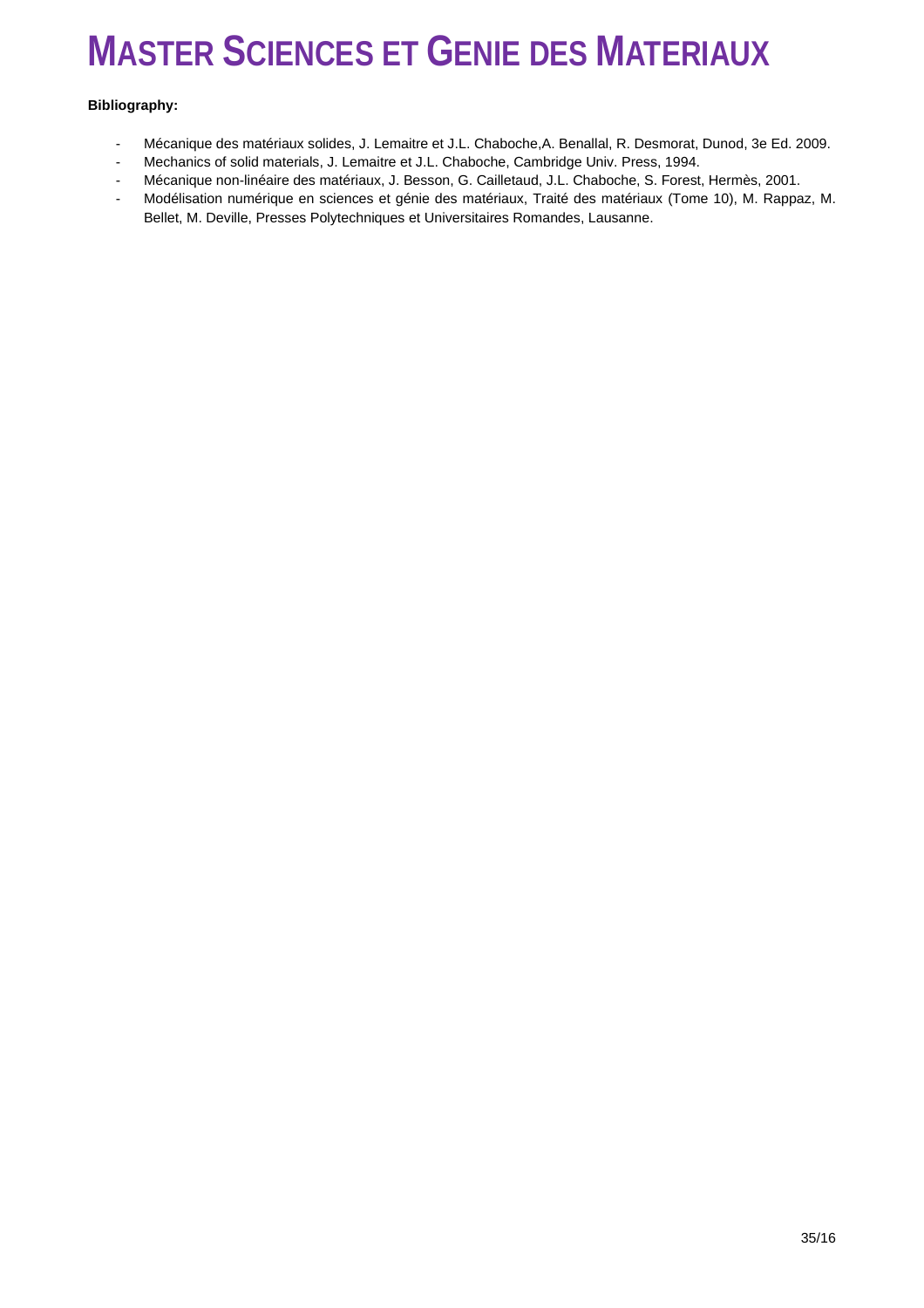**Bibliography:**

- Mécanique des matériaux solides, J. Lemaitre et J.L. Chaboche,A. Benallal, R. Desmorat, Dunod, 3e Ed. 2009.
- Mechanics of solid materials, J. Lemaitre et J.L. Chaboche, Cambridge Univ. Press, 1994.
- Mécanique non-linéaire des matériaux, J. Besson, G. Cailletaud, J.L. Chaboche, S. Forest, Hermès, 2001.
- Modélisation numérique en sciences et génie des matériaux, Traité des matériaux (Tome 10), M. Rappaz, M. Bellet, M. Deville, Presses Polytechniques et Universitaires Romandes, Lausanne.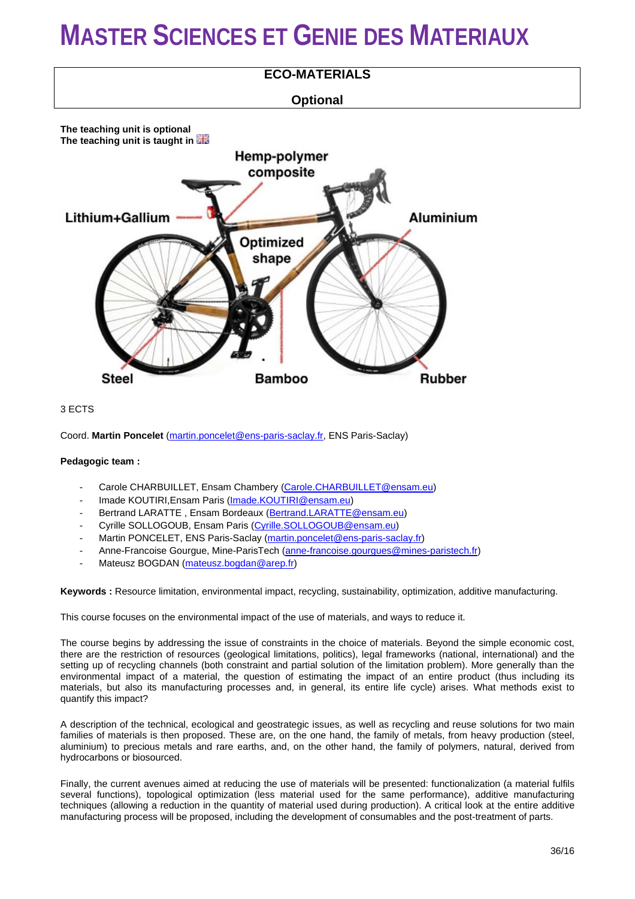# MASTER SCIENCES ET GENIE DES MATERIAUX

**ECO-MATERIALS**

**Optional**

**The teaching unit is optional**
**The teaching unit is taught in**

3 ECTS

Coord. **Martin Poncelet** (martin.poncelet@ens-paris-saclay.fr, ENS Paris-Saclay)

**Pedagogic team :**

- Carole CHARBUILLET, Ensam Chambery (Carole.CHARBUILLET@ensam.eu)
- Imade KOUTIRI,Ensam Paris (Imade.KOUTIRI@ensam.eu)
- Bertrand LARATTE , Ensam Bordeaux (Bertrand.LARATTE@ensam.eu)
- Cyrille SOLLOGOUB, Ensam Paris (Cyrille.SOLLOGOUB@ensam.eu)
- Martin PONCELET, ENS Paris-Saclay (martin.poncelet@ens-paris-saclay.fr)
- Anne-Francoise Gourgue, Mine-ParisTech (anne-francoise.gourgues@mines-paristech.fr)
- Mateusz BOGDAN (mateusz.bogdan@arep.fr)

**Keywords :** Resource limitation, environmental impact, recycling, sustainability, optimization, additive manufacturing.

This course focuses on the environmental impact of the use of materials, and ways to reduce it.

The course begins by addressing the issue of constraints in the choice of materials. Beyond the simple economic cost, there are the restriction of resources (geological limitations, politics), legal frameworks (national, international) and the setting up of recycling channels (both constraint and partial solution of the limitation problem). More generally than the environmental impact of a material, the question of estimating the impact of an entire product (thus including its materials, but also its manufacturing processes and, in general, its entire life cycle) arises. What methods exist to quantify this impact?

A description of the technical, ecological and geostrategic issues, as well as recycling and reuse solutions for two main families of materials is then proposed. These are, on the one hand, the family of metals, from heavy production (steel, aluminium) to precious metals and rare earths, and, on the other hand, the family of polymers, natural, derived from hydrocarbons or biosourced.

Finally, the current avenues aimed at reducing the use of materials will be presented: functionalization (a material fulfils several functions), topological optimization (less material used for the same performance), additive manufacturing techniques (allowing a reduction in the quantity of material used during production). A critical look at the entire additive manufacturing process will be proposed, including the development of consumables and the post-treatment of parts.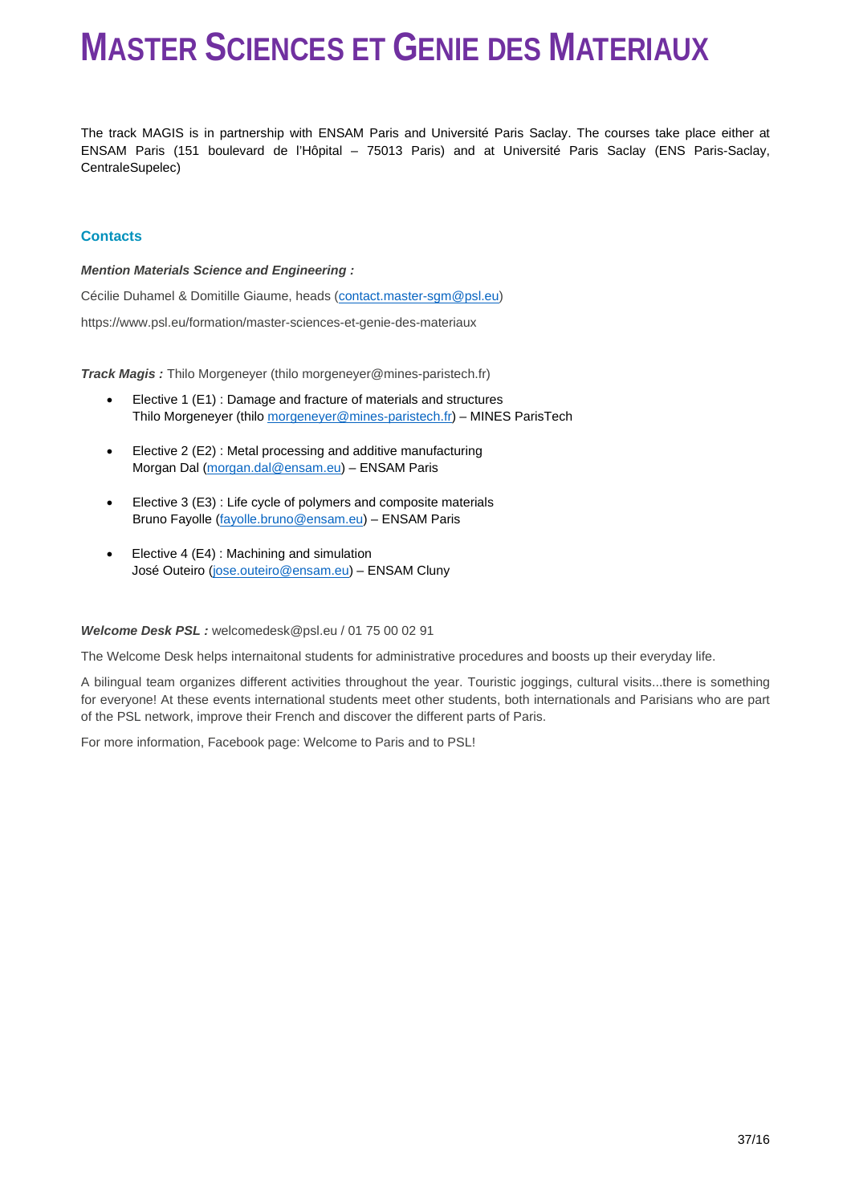# MASTER SCIENCES ET GENIE DES MATERIAUX

The track MAGIS is in partnership with ENSAM Paris and Université Paris Saclay. The courses take place either at ENSAM Paris (151 boulevard de l'Hôpital – 75013 Paris) and at Université Paris Saclay (ENS Paris-Saclay, CentraleSupelec)

### Contacts

***Mention Materials Science and Engineering :***

Cécilie Duhamel & Domitille Giaume, heads (contact.master-sgm@psl.eu)

https://www.psl.eu/formation/master-sciences-et-genie-des-materiaux

***Track Magis :*** Thilo Morgeneyer (thilo morgeneyer@mines-paristech.fr)

- Elective 1 (E1) : Damage and fracture of materials and structures
  Thilo Morgeneyer (thilo morgeneyer@mines-paristech.fr) – MINES ParisTech
- Elective 2 (E2) : Metal processing and additive manufacturing
  Morgan Dal (morgan.dal@ensam.eu) – ENSAM Paris
- Elective 3 (E3) : Life cycle of polymers and composite materials
  Bruno Fayolle (fayolle.bruno@ensam.eu) – ENSAM Paris
- Elective 4 (E4) : Machining and simulation
  José Outeiro (jose.outeiro@ensam.eu) – ENSAM Cluny

***Welcome Desk PSL :*** welcomedesk@psl.eu / 01 75 00 02 91

The Welcome Desk helps internaitonal students for administrative procedures and boosts up their everyday life.

A bilingual team organizes different activities throughout the year. Touristic joggings, cultural visits...there is something for everyone! At these events international students meet other students, both internationals and Parisians who are part of the PSL network, improve their French and discover the different parts of Paris.

For more information, Facebook page: Welcome to Paris and to PSL!